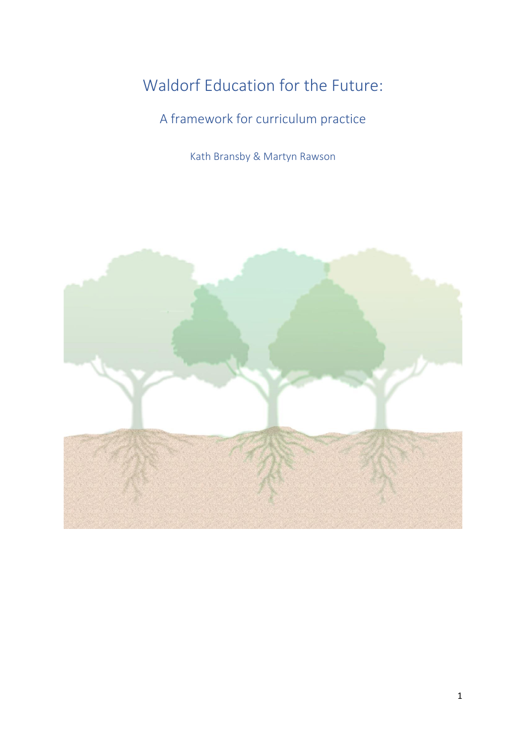# Waldorf Education for the Future:

## A framework for curriculum practice

Kath Bransby & Martyn Rawson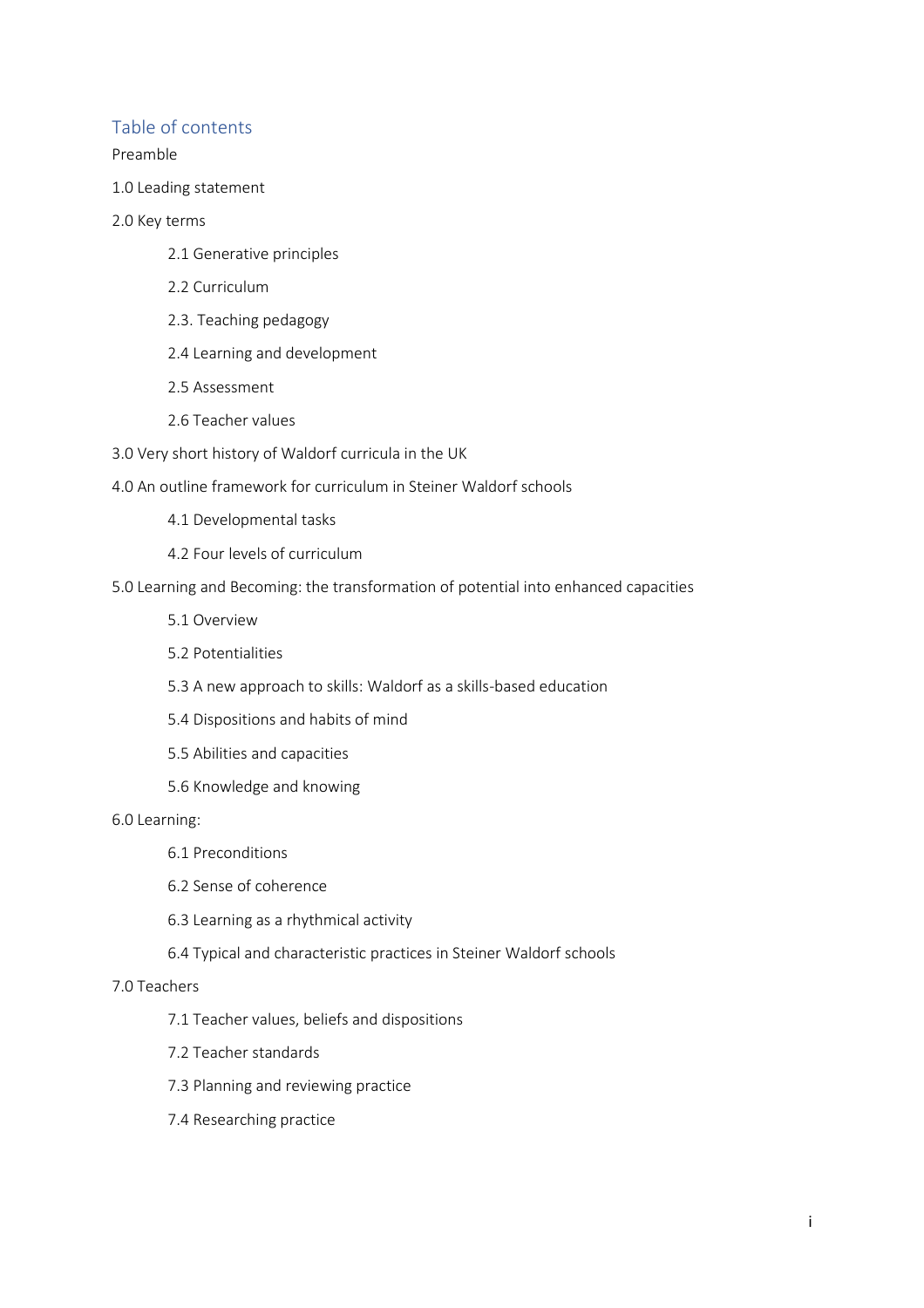## Table of contents

Preamble

1.0 Leading statement

2.0 Key terms

- 2.1 Generative principles
- 2.2 Curriculum
- 2.3. Teaching pedagogy
- 2.4 Learning and development
- 2.5 Assessment
- 2.6 Teacher values

3.0 Very short history of Waldorf curricula in the UK

4.0 An outline framework for curriculum in Steiner Waldorf schools

- 4.1 Developmental tasks
- 4.2 Four levels of curriculum

5.0 Learning and Becoming: the transformation of potential into enhanced capacities

- 5.1 Overview
- 5.2 Potentialities
- 5.3 A new approach to skills: Waldorf as a skills-based education
- 5.4 Dispositions and habits of mind
- 5.5 Abilities and capacities
- 5.6 Knowledge and knowing

6.0 Learning:

- 6.1 Preconditions
- 6.2 Sense of coherence
- 6.3 Learning as a rhythmical activity
- 6.4 Typical and characteristic practices in Steiner Waldorf schools

7.0 Teachers

- 7.1 Teacher values, beliefs and dispositions
- 7.2 Teacher standards
- 7.3 Planning and reviewing practice
- 7.4 Researching practice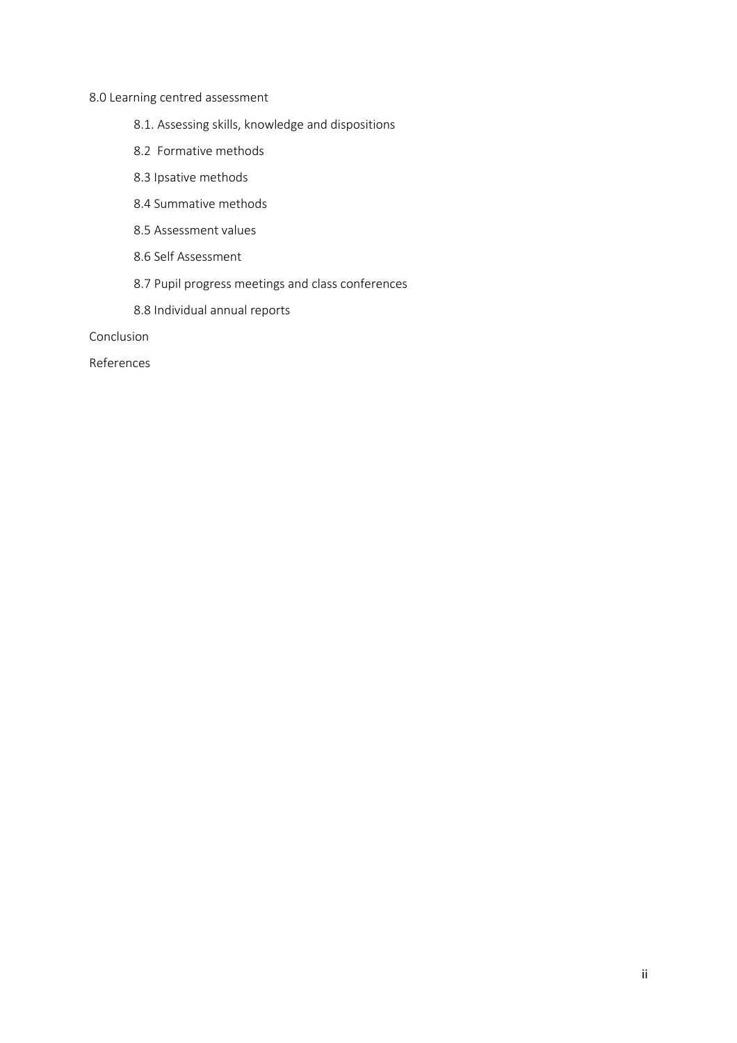8.0 Learning centred assessment

- 8.1. Assessing skills, knowledge and dispositions
- 8.2  Formative methods
- 8.3 Ipsative methods
- 8.4 Summative methods
- 8.5 Assessment values
- 8.6 Self Assessment
- 8.7 Pupil progress meetings and class conferences
- 8.8 Individual annual reports

Conclusion

References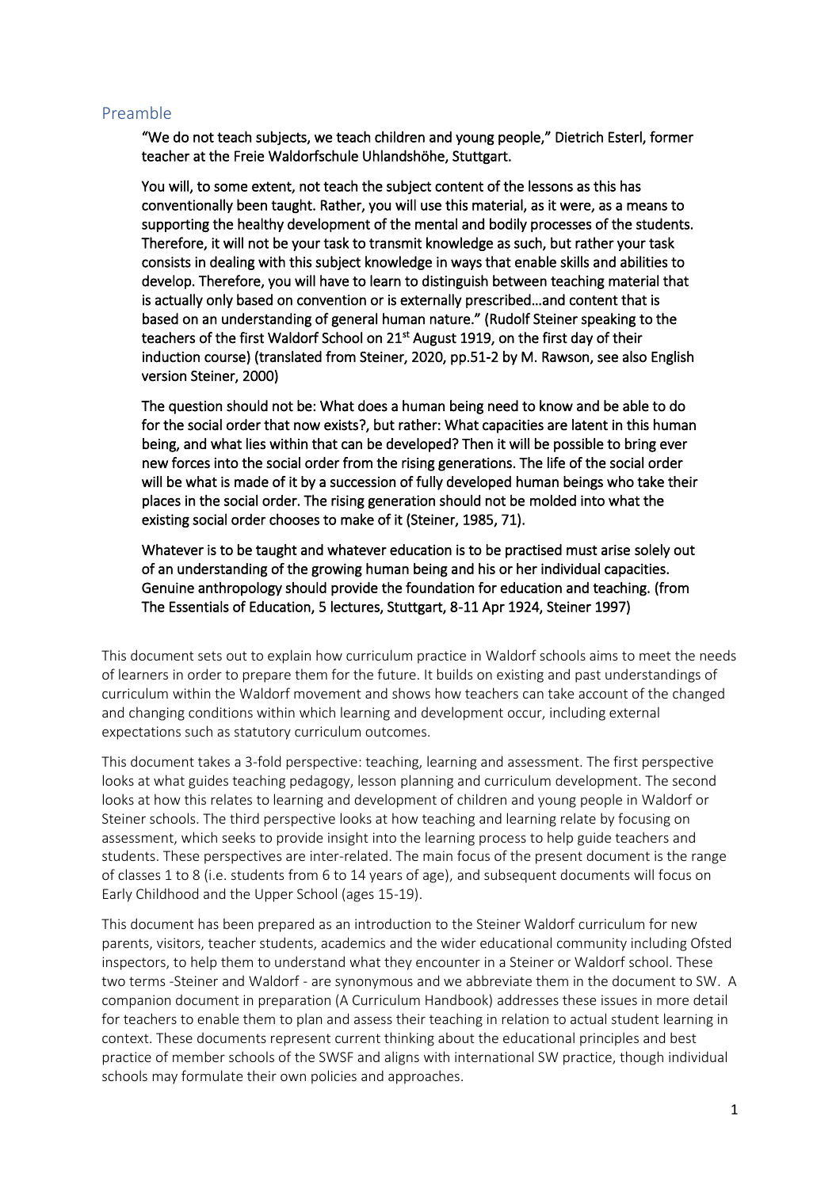## Preamble

> "We do not teach subjects, we teach children and young people," Dietrich Esterl, former teacher at the Freie Waldorfschule Uhlandshöhe, Stuttgart.
>
> You will, to some extent, not teach the subject content of the lessons as this has conventionally been taught. Rather, you will use this material, as it were, as a means to supporting the healthy development of the mental and bodily processes of the students. Therefore, it will not be your task to transmit knowledge as such, but rather your task consists in dealing with this subject knowledge in ways that enable skills and abilities to develop. Therefore, you will have to learn to distinguish between teaching material that is actually only based on convention or is externally prescribed…and content that is based on an understanding of general human nature." (Rudolf Steiner speaking to the teachers of the first Waldorf School on 21st August 1919, on the first day of their induction course) (translated from Steiner, 2020, pp.51-2 by M. Rawson, see also English version Steiner, 2000)
>
> The question should not be: What does a human being need to know and be able to do for the social order that now exists?, but rather: What capacities are latent in this human being, and what lies within that can be developed? Then it will be possible to bring ever new forces into the social order from the rising generations. The life of the social order will be what is made of it by a succession of fully developed human beings who take their places in the social order. The rising generation should not be molded into what the existing social order chooses to make of it (Steiner, 1985, 71).
>
> Whatever is to be taught and whatever education is to be practised must arise solely out of an understanding of the growing human being and his or her individual capacities. Genuine anthropology should provide the foundation for education and teaching. (from The Essentials of Education, 5 lectures, Stuttgart, 8-11 Apr 1924, Steiner 1997)

This document sets out to explain how curriculum practice in Waldorf schools aims to meet the needs of learners in order to prepare them for the future. It builds on existing and past understandings of curriculum within the Waldorf movement and shows how teachers can take account of the changed and changing conditions within which learning and development occur, including external expectations such as statutory curriculum outcomes.

This document takes a 3-fold perspective: teaching, learning and assessment. The first perspective looks at what guides teaching pedagogy, lesson planning and curriculum development. The second looks at how this relates to learning and development of children and young people in Waldorf or Steiner schools. The third perspective looks at how teaching and learning relate by focusing on assessment, which seeks to provide insight into the learning process to help guide teachers and students. These perspectives are inter-related. The main focus of the present document is the range of classes 1 to 8 (i.e. students from 6 to 14 years of age), and subsequent documents will focus on Early Childhood and the Upper School (ages 15-19).

This document has been prepared as an introduction to the Steiner Waldorf curriculum for new parents, visitors, teacher students, academics and the wider educational community including Ofsted inspectors, to help them to understand what they encounter in a Steiner or Waldorf school. These two terms -Steiner and Waldorf - are synonymous and we abbreviate them in the document to SW. A companion document in preparation (A Curriculum Handbook) addresses these issues in more detail for teachers to enable them to plan and assess their teaching in relation to actual student learning in context. These documents represent current thinking about the educational principles and best practice of member schools of the SWSF and aligns with international SW practice, though individual schools may formulate their own policies and approaches.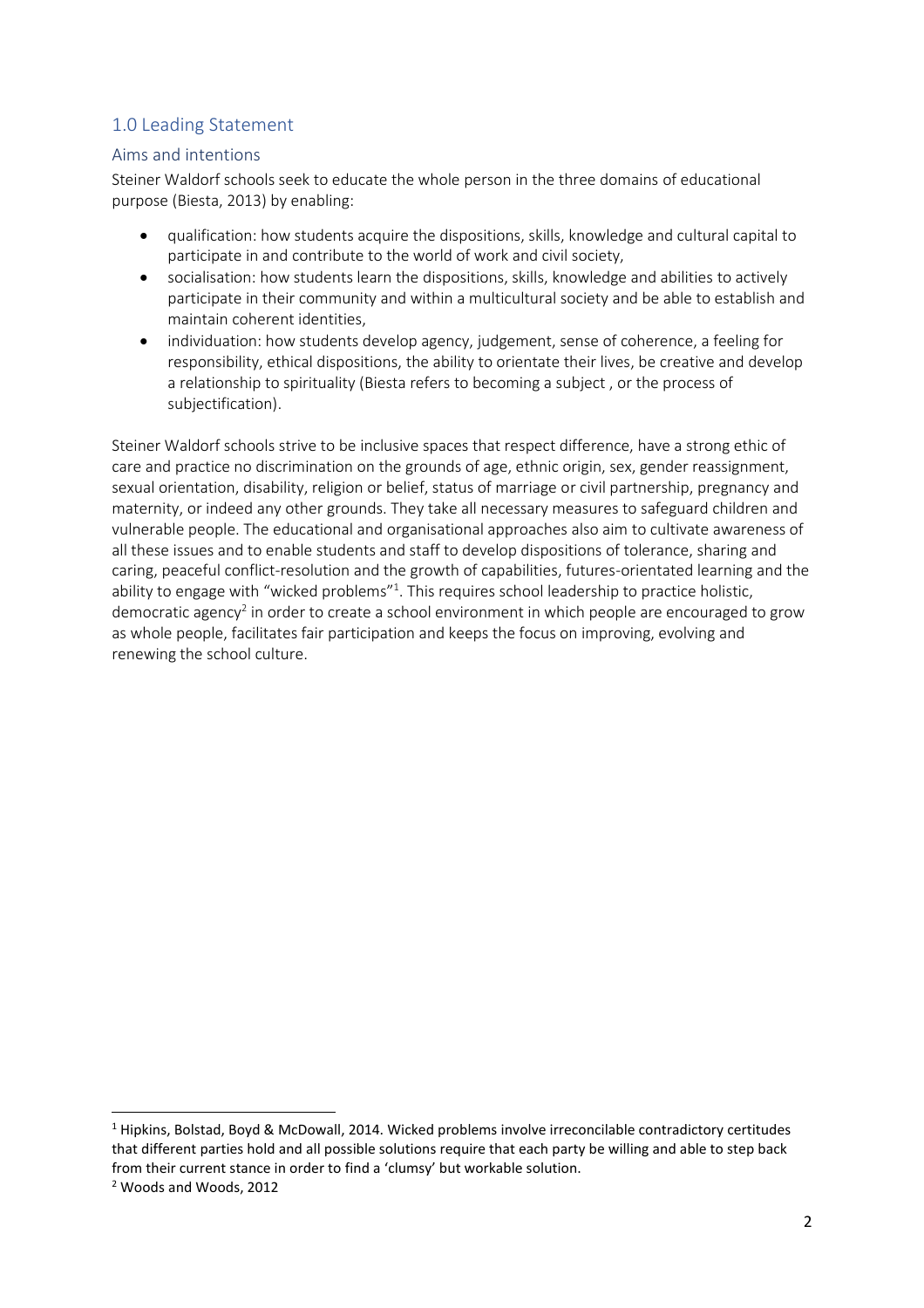## 1.0 Leading Statement

### Aims and intentions

Steiner Waldorf schools seek to educate the whole person in the three domains of educational purpose (Biesta, 2013) by enabling:

- qualification: how students acquire the dispositions, skills, knowledge and cultural capital to participate in and contribute to the world of work and civil society,
- socialisation: how students learn the dispositions, skills, knowledge and abilities to actively participate in their community and within a multicultural society and be able to establish and maintain coherent identities,
- individuation: how students develop agency, judgement, sense of coherence, a feeling for responsibility, ethical dispositions, the ability to orientate their lives, be creative and develop a relationship to spirituality (Biesta refers to becoming a subject , or the process of subjectification).

Steiner Waldorf schools strive to be inclusive spaces that respect difference, have a strong ethic of care and practice no discrimination on the grounds of age, ethnic origin, sex, gender reassignment, sexual orientation, disability, religion or belief, status of marriage or civil partnership, pregnancy and maternity, or indeed any other grounds. They take all necessary measures to safeguard children and vulnerable people. The educational and organisational approaches also aim to cultivate awareness of all these issues and to enable students and staff to develop dispositions of tolerance, sharing and caring, peaceful conflict-resolution and the growth of capabilities, futures-orientated learning and the ability to engage with "wicked problems"[1]. This requires school leadership to practice holistic, democratic agency[2] in order to create a school environment in which people are encouraged to grow as whole people, facilitates fair participation and keeps the focus on improving, evolving and renewing the school culture.

---

[1] Hipkins, Bolstad, Boyd & McDowall, 2014. Wicked problems involve irreconcilable contradictory certitudes that different parties hold and all possible solutions require that each party be willing and able to step back from their current stance in order to find a 'clumsy' but workable solution.

[2] Woods and Woods, 2012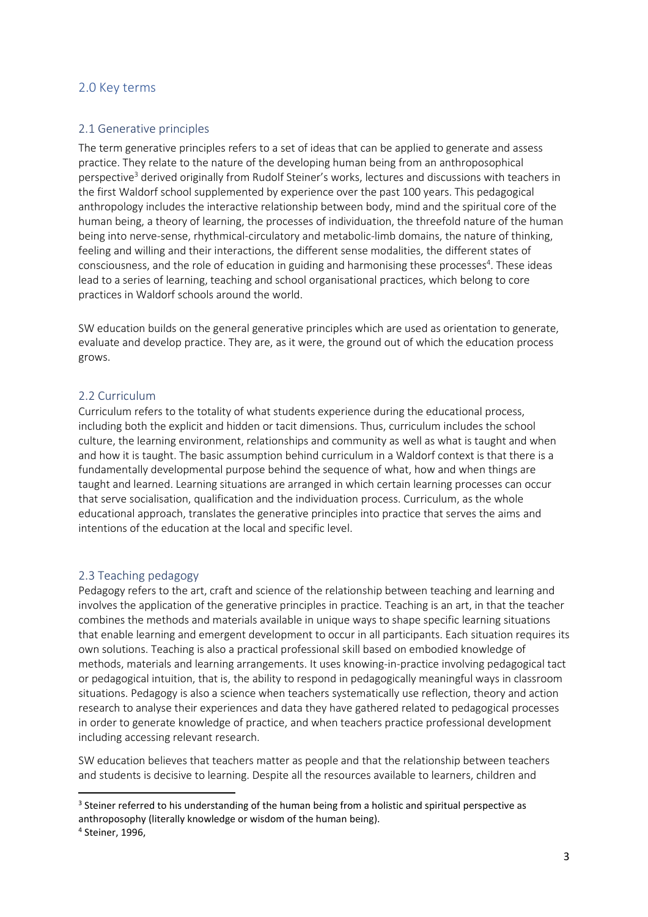## 2.0 Key terms

### 2.1 Generative principles

The term generative principles refers to a set of ideas that can be applied to generate and assess practice. They relate to the nature of the developing human being from an anthroposophical perspective[3] derived originally from Rudolf Steiner's works, lectures and discussions with teachers in the first Waldorf school supplemented by experience over the past 100 years. This pedagogical anthropology includes the interactive relationship between body, mind and the spiritual core of the human being, a theory of learning, the processes of individuation, the threefold nature of the human being into nerve-sense, rhythmical-circulatory and metabolic-limb domains, the nature of thinking, feeling and willing and their interactions, the different sense modalities, the different states of consciousness, and the role of education in guiding and harmonising these processes[4]. These ideas lead to a series of learning, teaching and school organisational practices, which belong to core practices in Waldorf schools around the world.

SW education builds on the general generative principles which are used as orientation to generate, evaluate and develop practice. They are, as it were, the ground out of which the education process grows.

### 2.2 Curriculum

Curriculum refers to the totality of what students experience during the educational process, including both the explicit and hidden or tacit dimensions. Thus, curriculum includes the school culture, the learning environment, relationships and community as well as what is taught and when and how it is taught. The basic assumption behind curriculum in a Waldorf context is that there is a fundamentally developmental purpose behind the sequence of what, how and when things are taught and learned. Learning situations are arranged in which certain learning processes can occur that serve socialisation, qualification and the individuation process. Curriculum, as the whole educational approach, translates the generative principles into practice that serves the aims and intentions of the education at the local and specific level.

### 2.3 Teaching pedagogy

Pedagogy refers to the art, craft and science of the relationship between teaching and learning and involves the application of the generative principles in practice. Teaching is an art, in that the teacher combines the methods and materials available in unique ways to shape specific learning situations that enable learning and emergent development to occur in all participants. Each situation requires its own solutions. Teaching is also a practical professional skill based on embodied knowledge of methods, materials and learning arrangements. It uses knowing-in-practice involving pedagogical tact or pedagogical intuition, that is, the ability to respond in pedagogically meaningful ways in classroom situations. Pedagogy is also a science when teachers systematically use reflection, theory and action research to analyse their experiences and data they have gathered related to pedagogical processes in order to generate knowledge of practice, and when teachers practice professional development including accessing relevant research.

SW education believes that teachers matter as people and that the relationship between teachers and students is decisive to learning. Despite all the resources available to learners, children and

---

[3] Steiner referred to his understanding of the human being from a holistic and spiritual perspective as anthroposophy (literally knowledge or wisdom of the human being).

[4] Steiner, 1996,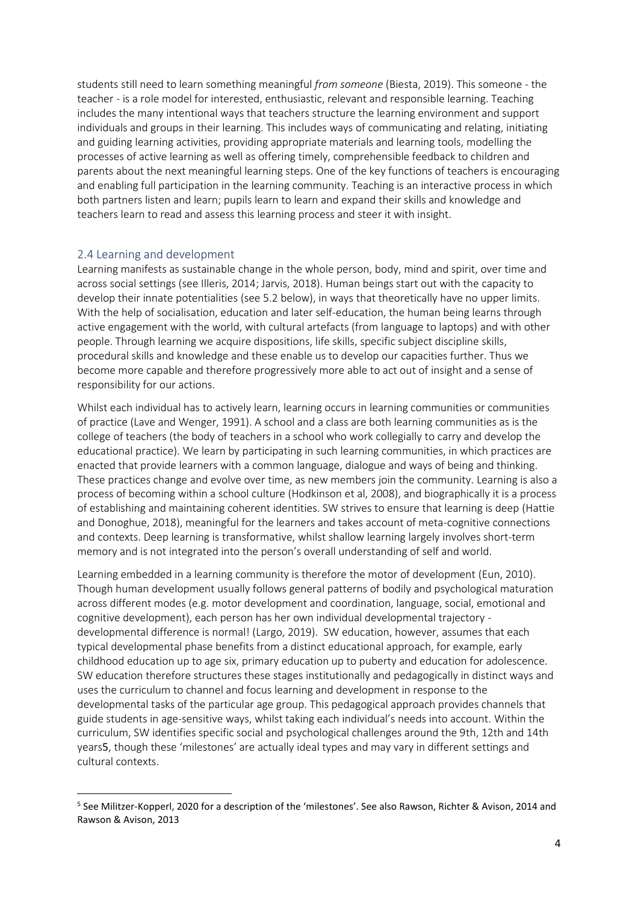students still need to learn something meaningful *from someone* (Biesta, 2019). This someone - the teacher - is a role model for interested, enthusiastic, relevant and responsible learning. Teaching includes the many intentional ways that teachers structure the learning environment and support individuals and groups in their learning. This includes ways of communicating and relating, initiating and guiding learning activities, providing appropriate materials and learning tools, modelling the processes of active learning as well as offering timely, comprehensible feedback to children and parents about the next meaningful learning steps. One of the key functions of teachers is encouraging and enabling full participation in the learning community. Teaching is an interactive process in which both partners listen and learn; pupils learn to learn and expand their skills and knowledge and teachers learn to read and assess this learning process and steer it with insight.

## 2.4 Learning and development

Learning manifests as sustainable change in the whole person, body, mind and spirit, over time and across social settings (see Illeris, 2014; Jarvis, 2018). Human beings start out with the capacity to develop their innate potentialities (see 5.2 below), in ways that theoretically have no upper limits. With the help of socialisation, education and later self-education, the human being learns through active engagement with the world, with cultural artefacts (from language to laptops) and with other people. Through learning we acquire dispositions, life skills, specific subject discipline skills, procedural skills and knowledge and these enable us to develop our capacities further. Thus we become more capable and therefore progressively more able to act out of insight and a sense of responsibility for our actions.

Whilst each individual has to actively learn, learning occurs in learning communities or communities of practice (Lave and Wenger, 1991). A school and a class are both learning communities as is the college of teachers (the body of teachers in a school who work collegially to carry and develop the educational practice). We learn by participating in such learning communities, in which practices are enacted that provide learners with a common language, dialogue and ways of being and thinking. These practices change and evolve over time, as new members join the community. Learning is also a process of becoming within a school culture (Hodkinson et al, 2008), and biographically it is a process of establishing and maintaining coherent identities. SW strives to ensure that learning is deep (Hattie and Donoghue, 2018), meaningful for the learners and takes account of meta-cognitive connections and contexts. Deep learning is transformative, whilst shallow learning largely involves short-term memory and is not integrated into the person's overall understanding of self and world.

Learning embedded in a learning community is therefore the motor of development (Eun, 2010). Though human development usually follows general patterns of bodily and psychological maturation across different modes (e.g. motor development and coordination, language, social, emotional and cognitive development), each person has her own individual developmental trajectory - developmental difference is normal! (Largo, 2019). SW education, however, assumes that each typical developmental phase benefits from a distinct educational approach, for example, early childhood education up to age six, primary education up to puberty and education for adolescence. SW education therefore structures these stages institutionally and pedagogically in distinct ways and uses the curriculum to channel and focus learning and development in response to the developmental tasks of the particular age group. This pedagogical approach provides channels that guide students in age-sensitive ways, whilst taking each individual's needs into account. Within the curriculum, SW identifies specific social and psychological challenges around the 9th, 12th and 14th years[5], though these 'milestones' are actually ideal types and may vary in different settings and cultural contexts.

[5] See Militzer-Kopperl, 2020 for a description of the 'milestones'. See also Rawson, Richter & Avison, 2014 and Rawson & Avison, 2013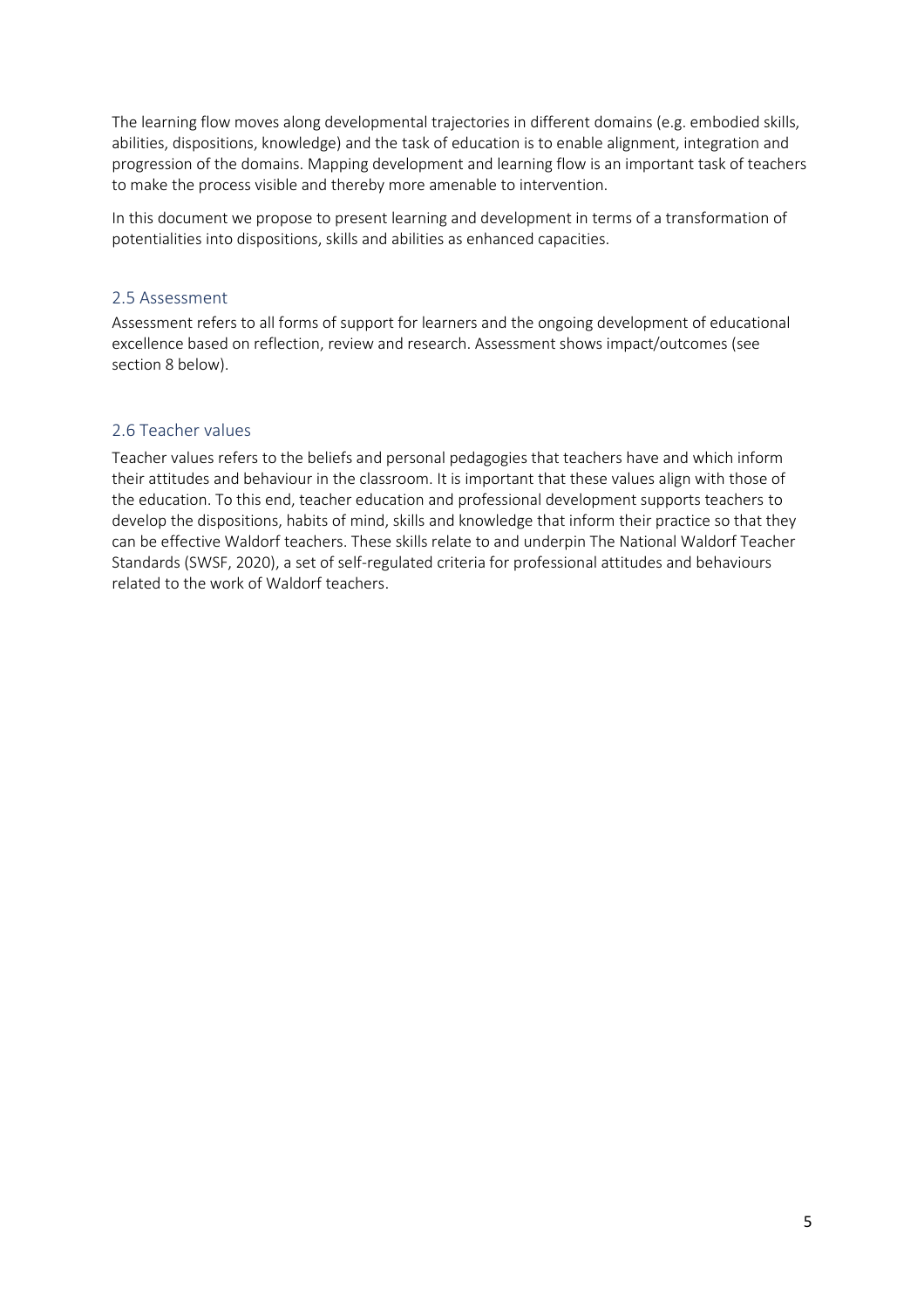The learning flow moves along developmental trajectories in different domains (e.g. embodied skills, abilities, dispositions, knowledge) and the task of education is to enable alignment, integration and progression of the domains. Mapping development and learning flow is an important task of teachers to make the process visible and thereby more amenable to intervention.

In this document we propose to present learning and development in terms of a transformation of potentialities into dispositions, skills and abilities as enhanced capacities.

## 2.5 Assessment

Assessment refers to all forms of support for learners and the ongoing development of educational excellence based on reflection, review and research. Assessment shows impact/outcomes (see section 8 below).

## 2.6 Teacher values

Teacher values refers to the beliefs and personal pedagogies that teachers have and which inform their attitudes and behaviour in the classroom. It is important that these values align with those of the education. To this end, teacher education and professional development supports teachers to develop the dispositions, habits of mind, skills and knowledge that inform their practice so that they can be effective Waldorf teachers. These skills relate to and underpin The National Waldorf Teacher Standards (SWSF, 2020), a set of self-regulated criteria for professional attitudes and behaviours related to the work of Waldorf teachers.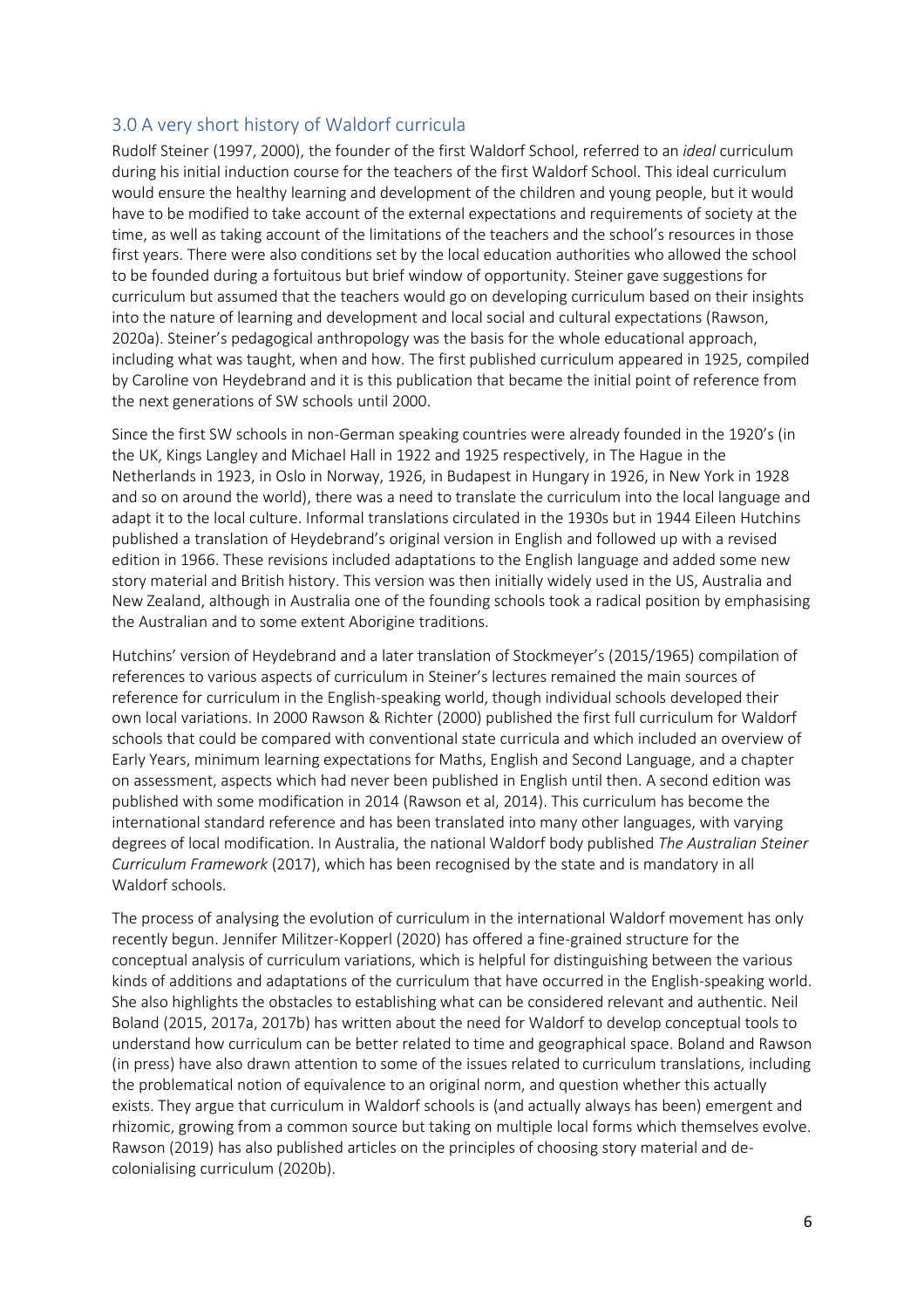## 3.0 A very short history of Waldorf curricula

Rudolf Steiner (1997, 2000), the founder of the first Waldorf School, referred to an *ideal* curriculum during his initial induction course for the teachers of the first Waldorf School. This ideal curriculum would ensure the healthy learning and development of the children and young people, but it would have to be modified to take account of the external expectations and requirements of society at the time, as well as taking account of the limitations of the teachers and the school's resources in those first years. There were also conditions set by the local education authorities who allowed the school to be founded during a fortuitous but brief window of opportunity. Steiner gave suggestions for curriculum but assumed that the teachers would go on developing curriculum based on their insights into the nature of learning and development and local social and cultural expectations (Rawson, 2020a). Steiner's pedagogical anthropology was the basis for the whole educational approach, including what was taught, when and how. The first published curriculum appeared in 1925, compiled by Caroline von Heydebrand and it is this publication that became the initial point of reference from the next generations of SW schools until 2000.

Since the first SW schools in non-German speaking countries were already founded in the 1920's (in the UK, Kings Langley and Michael Hall in 1922 and 1925 respectively, in The Hague in the Netherlands in 1923, in Oslo in Norway, 1926, in Budapest in Hungary in 1926, in New York in 1928 and so on around the world), there was a need to translate the curriculum into the local language and adapt it to the local culture. Informal translations circulated in the 1930s but in 1944 Eileen Hutchins published a translation of Heydebrand's original version in English and followed up with a revised edition in 1966. These revisions included adaptations to the English language and added some new story material and British history. This version was then initially widely used in the US, Australia and New Zealand, although in Australia one of the founding schools took a radical position by emphasising the Australian and to some extent Aborigine traditions.

Hutchins' version of Heydebrand and a later translation of Stockmeyer's (2015/1965) compilation of references to various aspects of curriculum in Steiner's lectures remained the main sources of reference for curriculum in the English-speaking world, though individual schools developed their own local variations. In 2000 Rawson & Richter (2000) published the first full curriculum for Waldorf schools that could be compared with conventional state curricula and which included an overview of Early Years, minimum learning expectations for Maths, English and Second Language, and a chapter on assessment, aspects which had never been published in English until then. A second edition was published with some modification in 2014 (Rawson et al, 2014). This curriculum has become the international standard reference and has been translated into many other languages, with varying degrees of local modification. In Australia, the national Waldorf body published *The Australian Steiner Curriculum Framework* (2017), which has been recognised by the state and is mandatory in all Waldorf schools.

The process of analysing the evolution of curriculum in the international Waldorf movement has only recently begun. Jennifer Militzer-Kopperl (2020) has offered a fine-grained structure for the conceptual analysis of curriculum variations, which is helpful for distinguishing between the various kinds of additions and adaptations of the curriculum that have occurred in the English-speaking world. She also highlights the obstacles to establishing what can be considered relevant and authentic. Neil Boland (2015, 2017a, 2017b) has written about the need for Waldorf to develop conceptual tools to understand how curriculum can be better related to time and geographical space. Boland and Rawson (in press) have also drawn attention to some of the issues related to curriculum translations, including the problematical notion of equivalence to an original norm, and question whether this actually exists. They argue that curriculum in Waldorf schools is (and actually always has been) emergent and rhizomic, growing from a common source but taking on multiple local forms which themselves evolve. Rawson (2019) has also published articles on the principles of choosing story material and de-colonialising curriculum (2020b).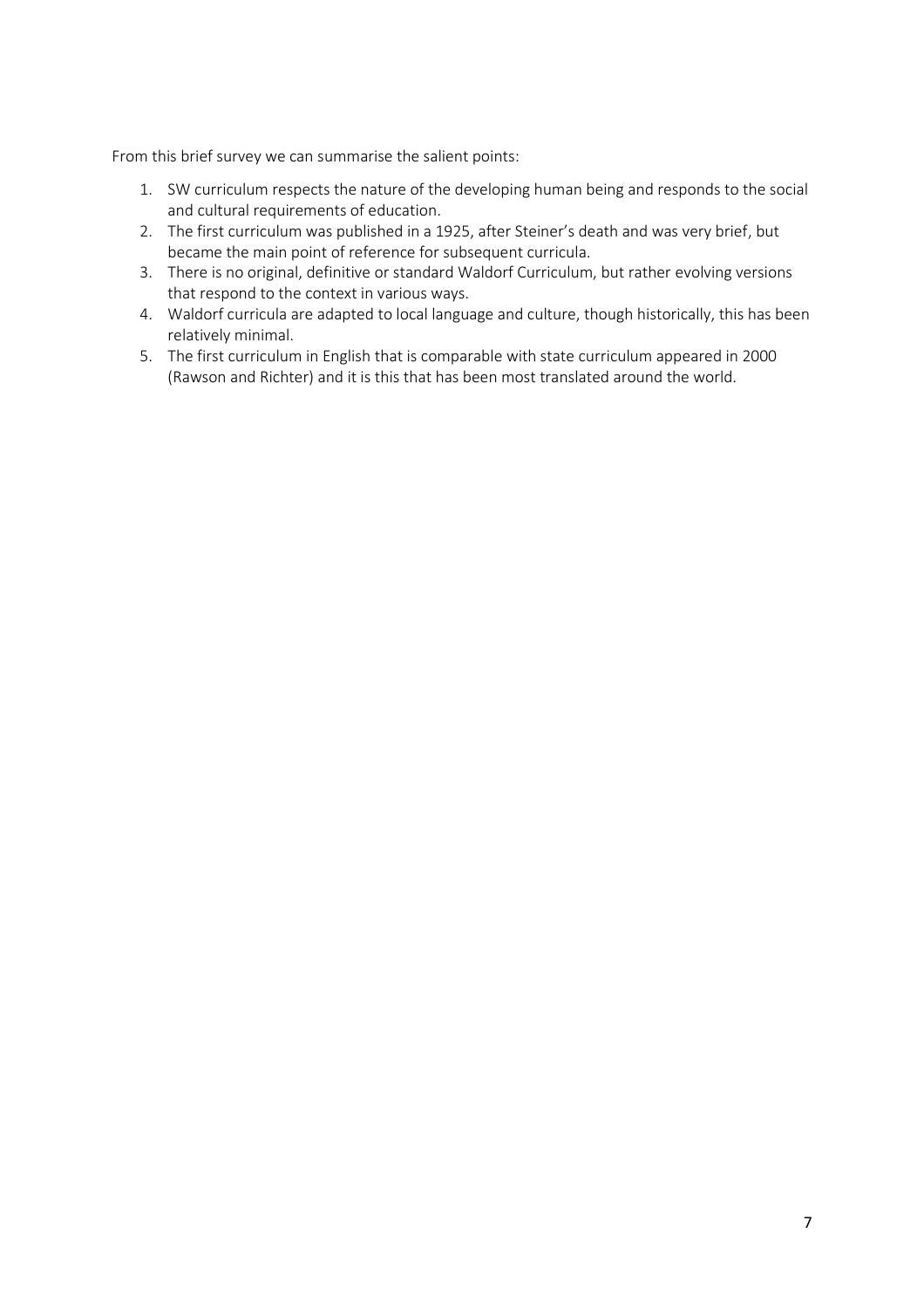From this brief survey we can summarise the salient points:

1. SW curriculum respects the nature of the developing human being and responds to the social and cultural requirements of education.
2. The first curriculum was published in a 1925, after Steiner's death and was very brief, but became the main point of reference for subsequent curricula.
3. There is no original, definitive or standard Waldorf Curriculum, but rather evolving versions that respond to the context in various ways.
4. Waldorf curricula are adapted to local language and culture, though historically, this has been relatively minimal.
5. The first curriculum in English that is comparable with state curriculum appeared in 2000 (Rawson and Richter) and it is this that has been most translated around the world.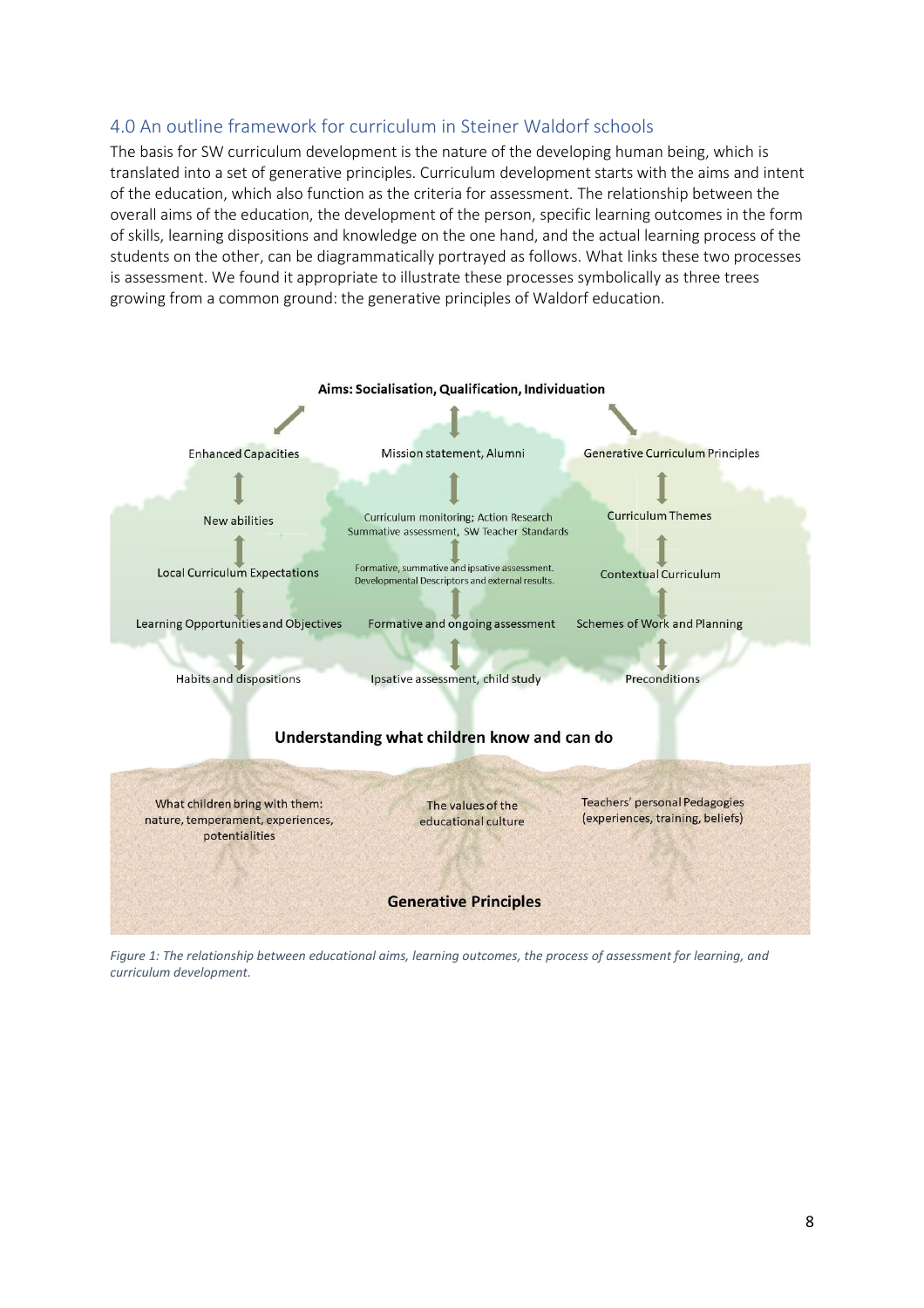## 4.0 An outline framework for curriculum in Steiner Waldorf schools

The basis for SW curriculum development is the nature of the developing human being, which is translated into a set of generative principles. Curriculum development starts with the aims and intent of the education, which also function as the criteria for assessment. The relationship between the overall aims of the education, the development of the person, specific learning outcomes in the form of skills, learning dispositions and knowledge on the one hand, and the actual learning process of the students on the other, can be diagrammatically portrayed as follows. What links these two processes is assessment. We found it appropriate to illustrate these processes symbolically as three trees growing from a common ground: the generative principles of Waldorf education.

**Aims: Socialisation, Qualification, Individuation**

| | | |
|---|---|---|
| Enhanced Capacities | Mission statement, Alumni | Generative Curriculum Principles |
| New abilities | Curriculum monitoring; Action Research Summative assessment, SW Teacher Standards | Curriculum Themes |
| Local Curriculum Expectations | Formative, summative and ipsative assessment. Developmental Descriptors and external results. | Contextual Curriculum |
| Learning Opportunities and Objectives | Formative and ongoing assessment | Schemes of Work and Planning |
| Habits and dispositions | Ipsative assessment, child study | Preconditions |

**Understanding what children know and can do**

| | | |
|---|---|---|
| What children bring with them: nature, temperament, experiences, potentialities | The values of the educational culture | Teachers' personal Pedagogies (experiences, training, beliefs) |

**Generative Principles**

*Figure 1: The relationship between educational aims, learning outcomes, the process of assessment for learning, and curriculum development.*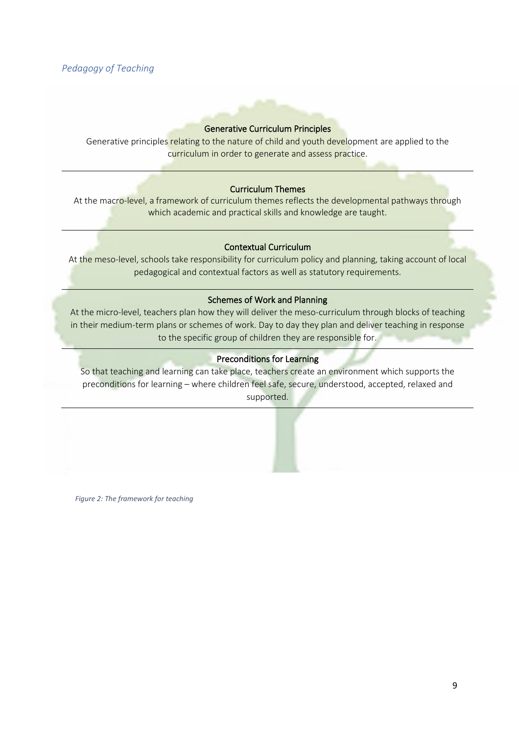*Pedagogy of Teaching*

**Generative Curriculum Principles**

Generative principles relating to the nature of child and youth development are applied to the curriculum in order to generate and assess practice.

---

**Curriculum Themes**

At the macro-level, a framework of curriculum themes reflects the developmental pathways through which academic and practical skills and knowledge are taught.

---

**Contextual Curriculum**

At the meso-level, schools take responsibility for curriculum policy and planning, taking account of local pedagogical and contextual factors as well as statutory requirements.

---

**Schemes of Work and Planning**

At the micro-level, teachers plan how they will deliver the meso-curriculum through blocks of teaching in their medium-term plans or schemes of work. Day to day they plan and deliver teaching in response to the specific group of children they are responsible for.

---

**Preconditions for Learning**

So that teaching and learning can take place, teachers create an environment which supports the preconditions for learning – where children feel safe, secure, understood, accepted, relaxed and supported.

---

*Figure 2: The framework for teaching*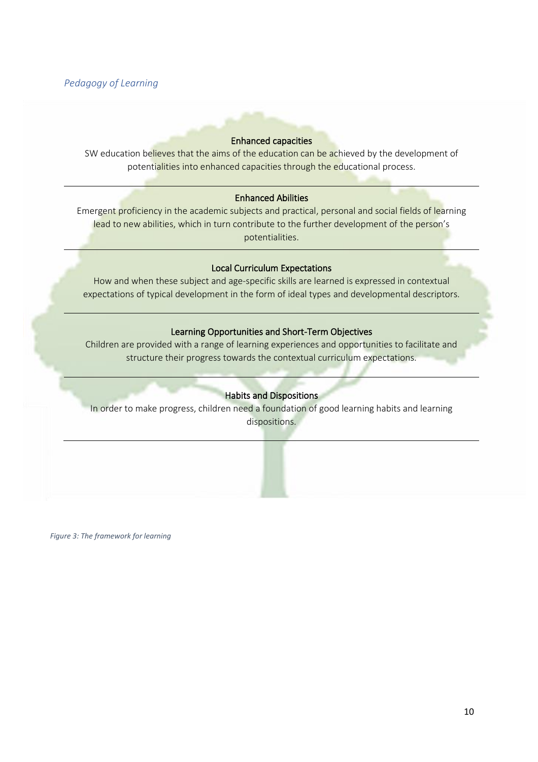*Pedagogy of Learning*

**Enhanced capacities**

SW education believes that the aims of the education can be achieved by the development of potentialities into enhanced capacities through the educational process.

---

**Enhanced Abilities**

Emergent proficiency in the academic subjects and practical, personal and social fields of learning lead to new abilities, which in turn contribute to the further development of the person's potentialities.

---

**Local Curriculum Expectations**

How and when these subject and age-specific skills are learned is expressed in contextual expectations of typical development in the form of ideal types and developmental descriptors.

---

**Learning Opportunities and Short-Term Objectives**

Children are provided with a range of learning experiences and opportunities to facilitate and structure their progress towards the contextual curriculum expectations.

---

**Habits and Dispositions**

In order to make progress, children need a foundation of good learning habits and learning dispositions.

---

*Figure 3: The framework for learning*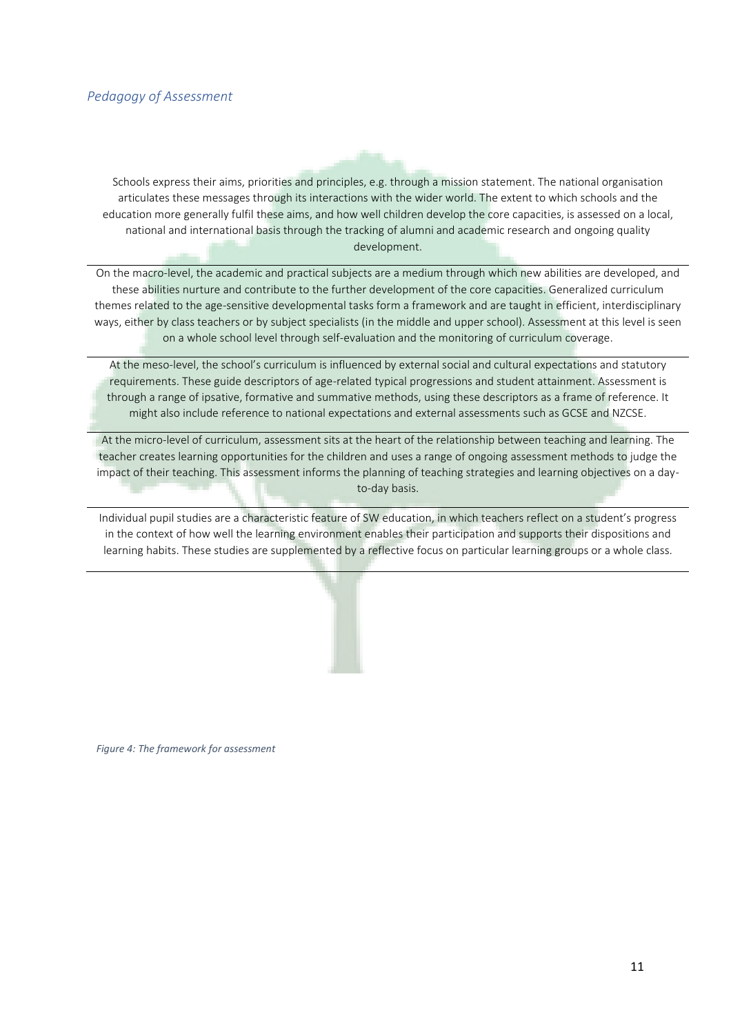*Pedagogy of Assessment*

Schools express their aims, priorities and principles, e.g. through a mission statement. The national organisation articulates these messages through its interactions with the wider world. The extent to which schools and the education more generally fulfil these aims, and how well children develop the core capacities, is assessed on a local, national and international basis through the tracking of alumni and academic research and ongoing quality development.

On the macro-level, the academic and practical subjects are a medium through which new abilities are developed, and these abilities nurture and contribute to the further development of the core capacities. Generalized curriculum themes related to the age-sensitive developmental tasks form a framework and are taught in efficient, interdisciplinary ways, either by class teachers or by subject specialists (in the middle and upper school). Assessment at this level is seen on a whole school level through self-evaluation and the monitoring of curriculum coverage.

At the meso-level, the school's curriculum is influenced by external social and cultural expectations and statutory requirements. These guide descriptors of age-related typical progressions and student attainment. Assessment is through a range of ipsative, formative and summative methods, using these descriptors as a frame of reference. It might also include reference to national expectations and external assessments such as GCSE and NZCSE.

At the micro-level of curriculum, assessment sits at the heart of the relationship between teaching and learning. The teacher creates learning opportunities for the children and uses a range of ongoing assessment methods to judge the impact of their teaching. This assessment informs the planning of teaching strategies and learning objectives on a day-to-day basis.

Individual pupil studies are a characteristic feature of SW education, in which teachers reflect on a student's progress in the context of how well the learning environment enables their participation and supports their dispositions and learning habits. These studies are supplemented by a reflective focus on particular learning groups or a whole class.

*Figure 4: The framework for assessment*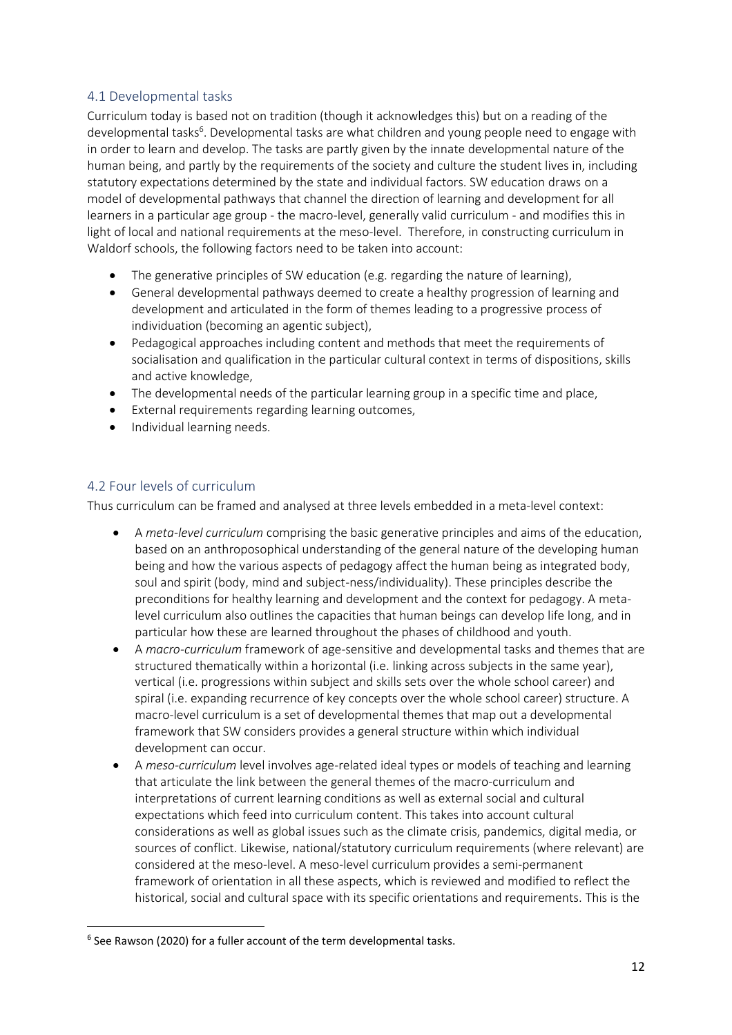## 4.1 Developmental tasks

Curriculum today is based not on tradition (though it acknowledges this) but on a reading of the developmental tasks[6]. Developmental tasks are what children and young people need to engage with in order to learn and develop. The tasks are partly given by the innate developmental nature of the human being, and partly by the requirements of the society and culture the student lives in, including statutory expectations determined by the state and individual factors. SW education draws on a model of developmental pathways that channel the direction of learning and development for all learners in a particular age group - the macro-level, generally valid curriculum - and modifies this in light of local and national requirements at the meso-level. Therefore, in constructing curriculum in Waldorf schools, the following factors need to be taken into account:

- The generative principles of SW education (e.g. regarding the nature of learning),
- General developmental pathways deemed to create a healthy progression of learning and development and articulated in the form of themes leading to a progressive process of individuation (becoming an agentic subject),
- Pedagogical approaches including content and methods that meet the requirements of socialisation and qualification in the particular cultural context in terms of dispositions, skills and active knowledge,
- The developmental needs of the particular learning group in a specific time and place,
- External requirements regarding learning outcomes,
- Individual learning needs.

## 4.2 Four levels of curriculum

Thus curriculum can be framed and analysed at three levels embedded in a meta-level context:

- A *meta-level curriculum* comprising the basic generative principles and aims of the education, based on an anthroposophical understanding of the general nature of the developing human being and how the various aspects of pedagogy affect the human being as integrated body, soul and spirit (body, mind and subject-ness/individuality). These principles describe the preconditions for healthy learning and development and the context for pedagogy. A meta-level curriculum also outlines the capacities that human beings can develop life long, and in particular how these are learned throughout the phases of childhood and youth.
- A *macro-curriculum* framework of age-sensitive and developmental tasks and themes that are structured thematically within a horizontal (i.e. linking across subjects in the same year), vertical (i.e. progressions within subject and skills sets over the whole school career) and spiral (i.e. expanding recurrence of key concepts over the whole school career) structure. A macro-level curriculum is a set of developmental themes that map out a developmental framework that SW considers provides a general structure within which individual development can occur.
- A *meso-curriculum* level involves age-related ideal types or models of teaching and learning that articulate the link between the general themes of the macro-curriculum and interpretations of current learning conditions as well as external social and cultural expectations which feed into curriculum content. This takes into account cultural considerations as well as global issues such as the climate crisis, pandemics, digital media, or sources of conflict. Likewise, national/statutory curriculum requirements (where relevant) are considered at the meso-level. A meso-level curriculum provides a semi-permanent framework of orientation in all these aspects, which is reviewed and modified to reflect the historical, social and cultural space with its specific orientations and requirements. This is the

[6] See Rawson (2020) for a fuller account of the term developmental tasks.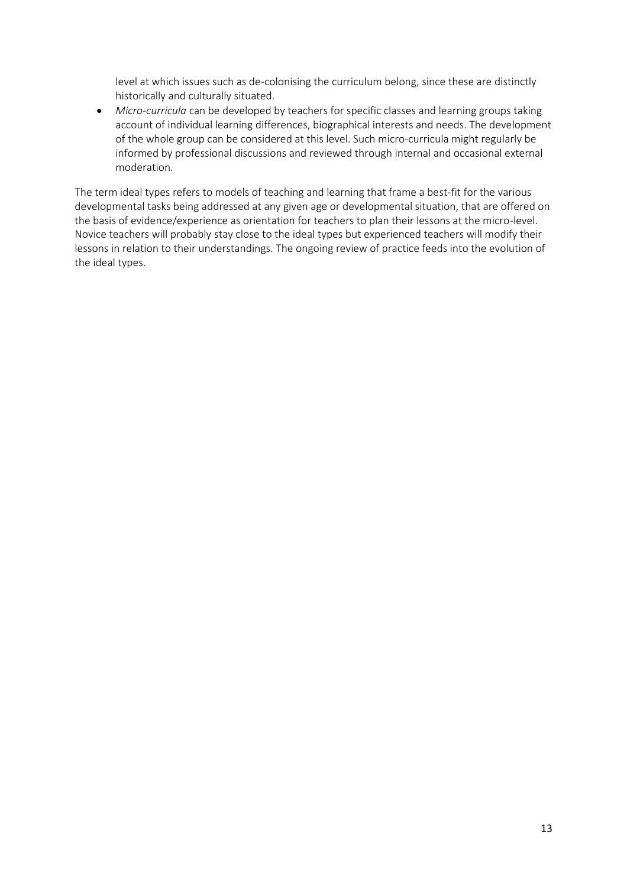level at which issues such as de-colonising the curriculum belong, since these are distinctly historically and culturally situated.

- *Micro-curricula* can be developed by teachers for specific classes and learning groups taking account of individual learning differences, biographical interests and needs. The development of the whole group can be considered at this level. Such micro-curricula might regularly be informed by professional discussions and reviewed through internal and occasional external moderation.

The term ideal types refers to models of teaching and learning that frame a best-fit for the various developmental tasks being addressed at any given age or developmental situation, that are offered on the basis of evidence/experience as orientation for teachers to plan their lessons at the micro-level. Novice teachers will probably stay close to the ideal types but experienced teachers will modify their lessons in relation to their understandings. The ongoing review of practice feeds into the evolution of the ideal types.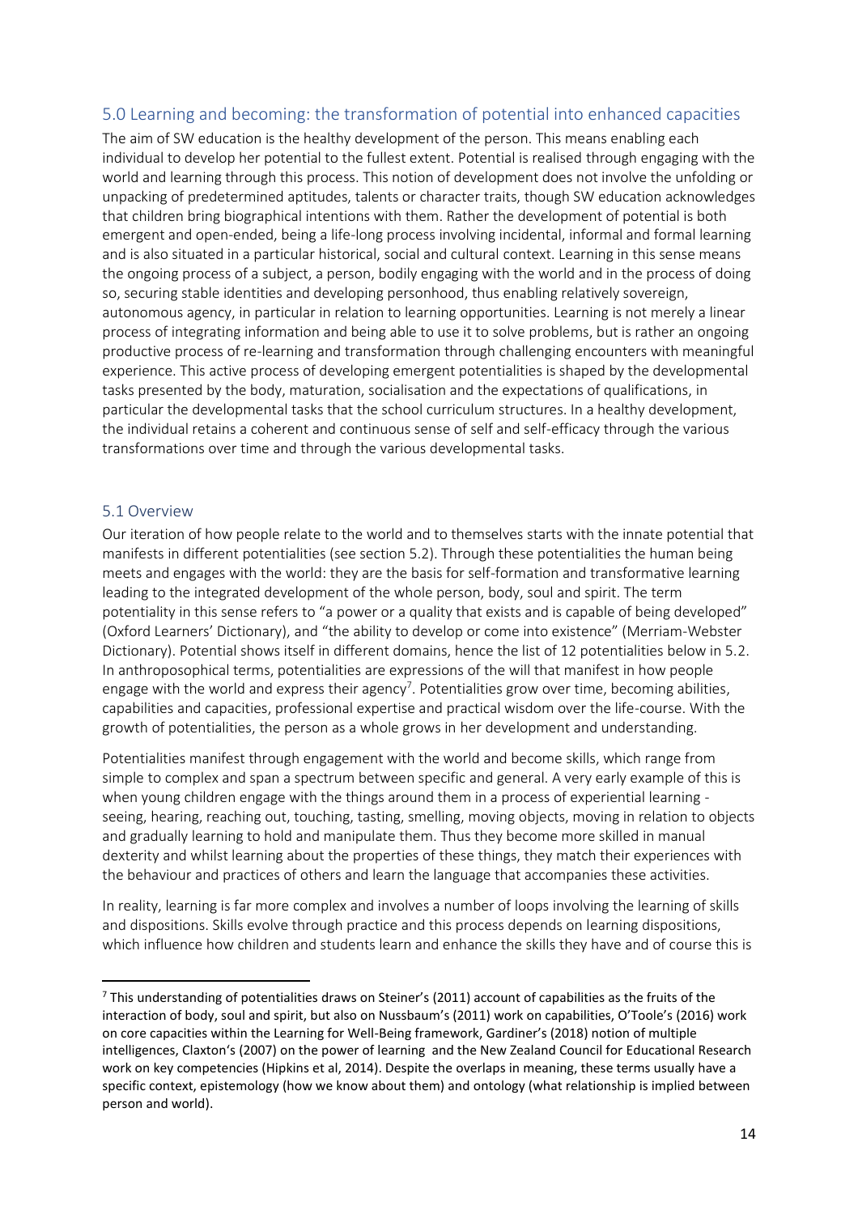## 5.0 Learning and becoming: the transformation of potential into enhanced capacities

The aim of SW education is the healthy development of the person. This means enabling each individual to develop her potential to the fullest extent. Potential is realised through engaging with the world and learning through this process. This notion of development does not involve the unfolding or unpacking of predetermined aptitudes, talents or character traits, though SW education acknowledges that children bring biographical intentions with them. Rather the development of potential is both emergent and open-ended, being a life-long process involving incidental, informal and formal learning and is also situated in a particular historical, social and cultural context. Learning in this sense means the ongoing process of a subject, a person, bodily engaging with the world and in the process of doing so, securing stable identities and developing personhood, thus enabling relatively sovereign, autonomous agency, in particular in relation to learning opportunities. Learning is not merely a linear process of integrating information and being able to use it to solve problems, but is rather an ongoing productive process of re-learning and transformation through challenging encounters with meaningful experience. This active process of developing emergent potentialities is shaped by the developmental tasks presented by the body, maturation, socialisation and the expectations of qualifications, in particular the developmental tasks that the school curriculum structures. In a healthy development, the individual retains a coherent and continuous sense of self and self-efficacy through the various transformations over time and through the various developmental tasks.

### 5.1 Overview

Our iteration of how people relate to the world and to themselves starts with the innate potential that manifests in different potentialities (see section 5.2). Through these potentialities the human being meets and engages with the world: they are the basis for self-formation and transformative learning leading to the integrated development of the whole person, body, soul and spirit. The term potentiality in this sense refers to "a power or a quality that exists and is capable of being developed" (Oxford Learners' Dictionary), and "the ability to develop or come into existence" (Merriam-Webster Dictionary). Potential shows itself in different domains, hence the list of 12 potentialities below in 5.2. In anthroposophical terms, potentialities are expressions of the will that manifest in how people engage with the world and express their agency[7]. Potentialities grow over time, becoming abilities, capabilities and capacities, professional expertise and practical wisdom over the life-course. With the growth of potentialities, the person as a whole grows in her development and understanding.

Potentialities manifest through engagement with the world and become skills, which range from simple to complex and span a spectrum between specific and general. A very early example of this is when young children engage with the things around them in a process of experiential learning - seeing, hearing, reaching out, touching, tasting, smelling, moving objects, moving in relation to objects and gradually learning to hold and manipulate them. Thus they become more skilled in manual dexterity and whilst learning about the properties of these things, they match their experiences with the behaviour and practices of others and learn the language that accompanies these activities.

In reality, learning is far more complex and involves a number of loops involving the learning of skills and dispositions. Skills evolve through practice and this process depends on learning dispositions, which influence how children and students learn and enhance the skills they have and of course this is

[7] This understanding of potentialities draws on Steiner's (2011) account of capabilities as the fruits of the interaction of body, soul and spirit, but also on Nussbaum's (2011) work on capabilities, O'Toole's (2016) work on core capacities within the Learning for Well-Being framework, Gardiner's (2018) notion of multiple intelligences, Claxton's (2007) on the power of learning and the New Zealand Council for Educational Research work on key competencies (Hipkins et al, 2014). Despite the overlaps in meaning, these terms usually have a specific context, epistemology (how we know about them) and ontology (what relationship is implied between person and world).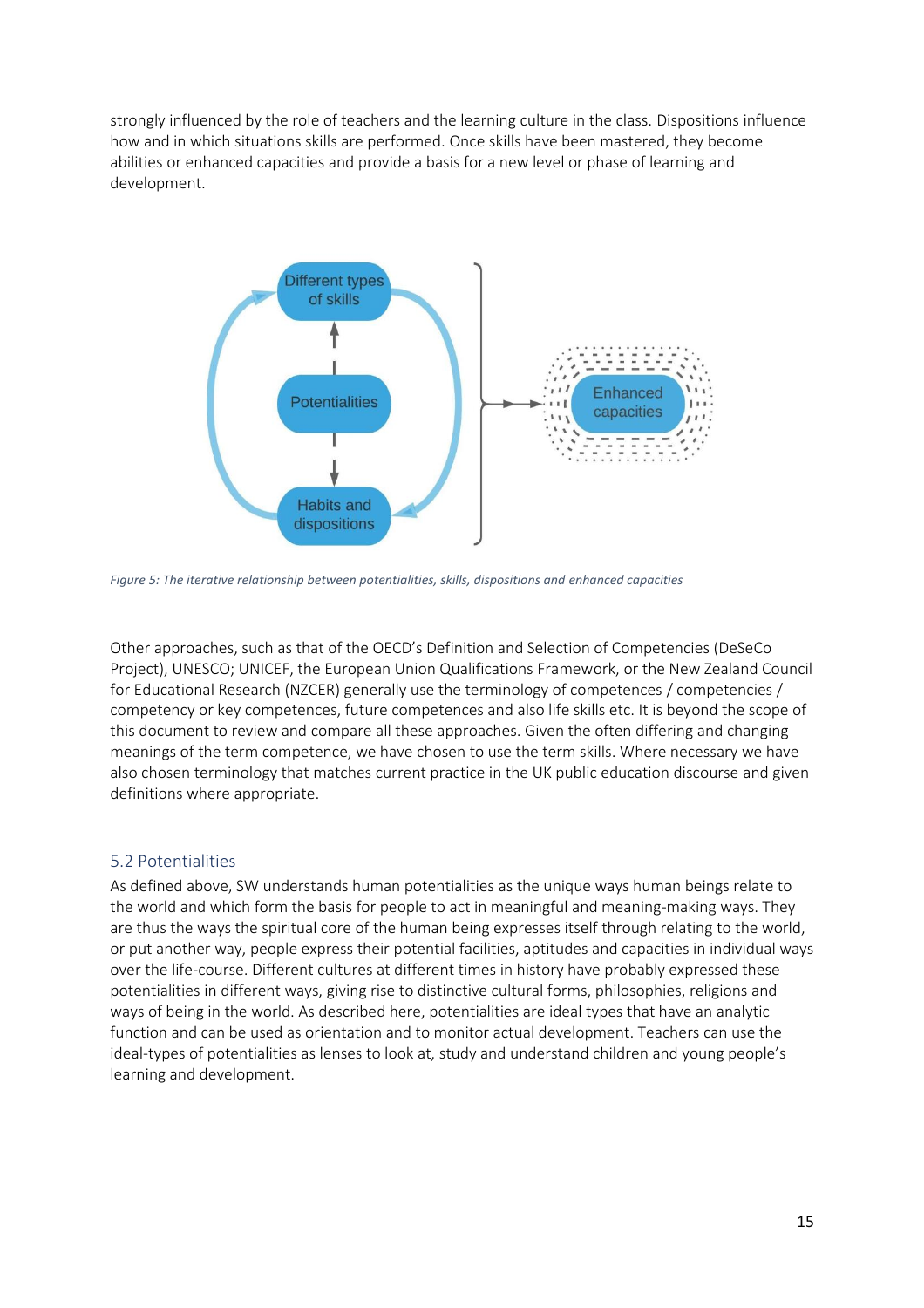strongly influenced by the role of teachers and the learning culture in the class. Dispositions influence how and in which situations skills are performed. Once skills have been mastered, they become abilities or enhanced capacities and provide a basis for a new level or phase of learning and development.

*Figure 5: The iterative relationship between potentialities, skills, dispositions and enhanced capacities*

Other approaches, such as that of the OECD's Definition and Selection of Competencies (DeSeCo Project), UNESCO; UNICEF, the European Union Qualifications Framework, or the New Zealand Council for Educational Research (NZCER) generally use the terminology of competences / competencies / competency or key competences, future competences and also life skills etc. It is beyond the scope of this document to review and compare all these approaches. Given the often differing and changing meanings of the term competence, we have chosen to use the term skills. Where necessary we have also chosen terminology that matches current practice in the UK public education discourse and given definitions where appropriate.

## 5.2 Potentialities

As defined above, SW understands human potentialities as the unique ways human beings relate to the world and which form the basis for people to act in meaningful and meaning-making ways. They are thus the ways the spiritual core of the human being expresses itself through relating to the world, or put another way, people express their potential facilities, aptitudes and capacities in individual ways over the life-course. Different cultures at different times in history have probably expressed these potentialities in different ways, giving rise to distinctive cultural forms, philosophies, religions and ways of being in the world. As described here, potentialities are ideal types that have an analytic function and can be used as orientation and to monitor actual development. Teachers can use the ideal-types of potentialities as lenses to look at, study and understand children and young people's learning and development.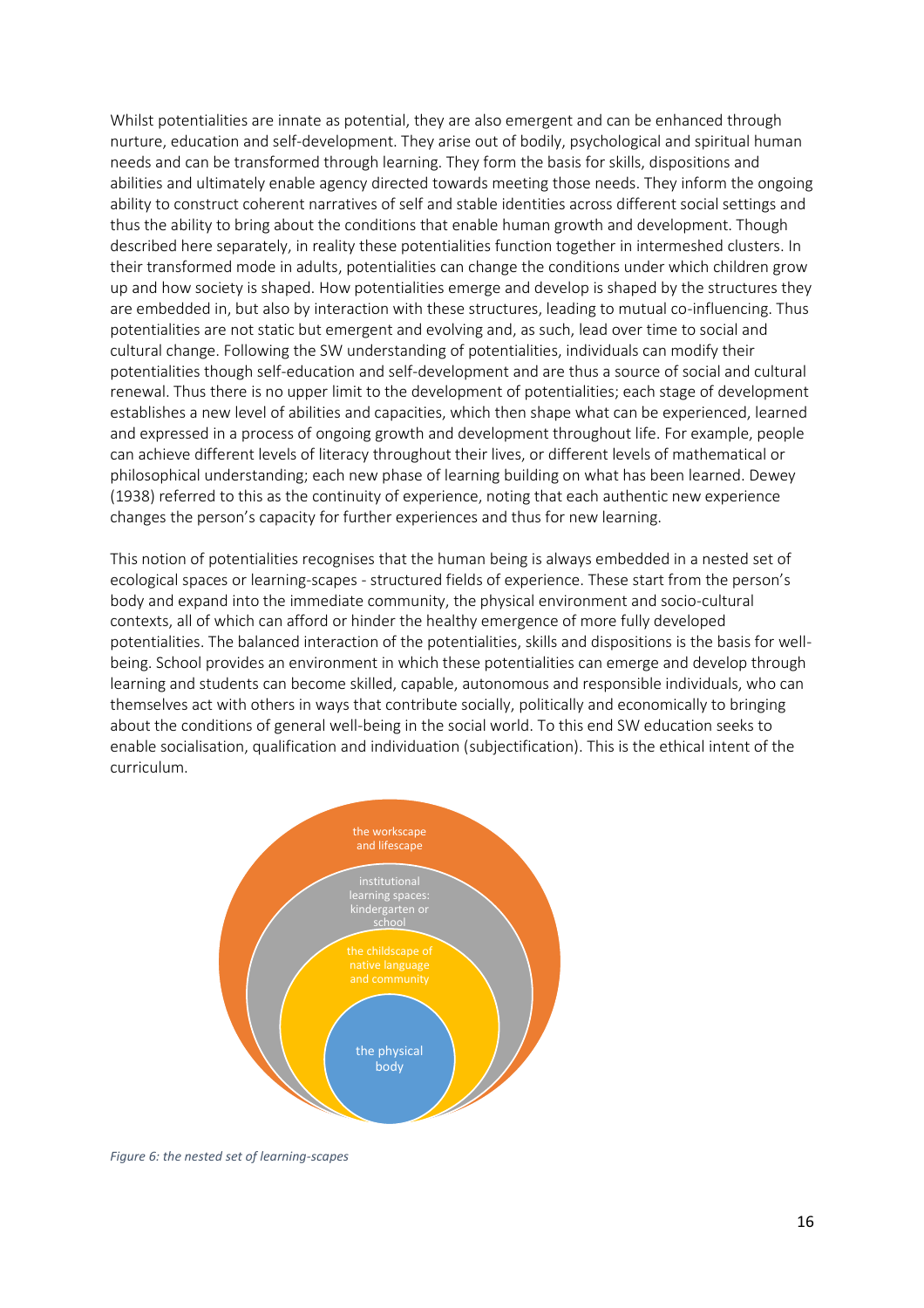Whilst potentialities are innate as potential, they are also emergent and can be enhanced through nurture, education and self-development. They arise out of bodily, psychological and spiritual human needs and can be transformed through learning. They form the basis for skills, dispositions and abilities and ultimately enable agency directed towards meeting those needs. They inform the ongoing ability to construct coherent narratives of self and stable identities across different social settings and thus the ability to bring about the conditions that enable human growth and development. Though described here separately, in reality these potentialities function together in intermeshed clusters. In their transformed mode in adults, potentialities can change the conditions under which children grow up and how society is shaped. How potentialities emerge and develop is shaped by the structures they are embedded in, but also by interaction with these structures, leading to mutual co-influencing. Thus potentialities are not static but emergent and evolving and, as such, lead over time to social and cultural change. Following the SW understanding of potentialities, individuals can modify their potentialities though self-education and self-development and are thus a source of social and cultural renewal. Thus there is no upper limit to the development of potentialities; each stage of development establishes a new level of abilities and capacities, which then shape what can be experienced, learned and expressed in a process of ongoing growth and development throughout life. For example, people can achieve different levels of literacy throughout their lives, or different levels of mathematical or philosophical understanding; each new phase of learning building on what has been learned. Dewey (1938) referred to this as the continuity of experience, noting that each authentic new experience changes the person's capacity for further experiences and thus for new learning.

This notion of potentialities recognises that the human being is always embedded in a nested set of ecological spaces or learning-scapes - structured fields of experience. These start from the person's body and expand into the immediate community, the physical environment and socio-cultural contexts, all of which can afford or hinder the healthy emergence of more fully developed potentialities. The balanced interaction of the potentialities, skills and dispositions is the basis for well-being. School provides an environment in which these potentialities can emerge and develop through learning and students can become skilled, capable, autonomous and responsible individuals, who can themselves act with others in ways that contribute socially, politically and economically to bringing about the conditions of general well-being in the social world. To this end SW education seeks to enable socialisation, qualification and individuation (subjectification). This is the ethical intent of the curriculum.

the workscape and lifescape

institutional learning spaces: kindergarten or school

the childscape of native language and community

the physical body

*Figure 6: the nested set of learning-scapes*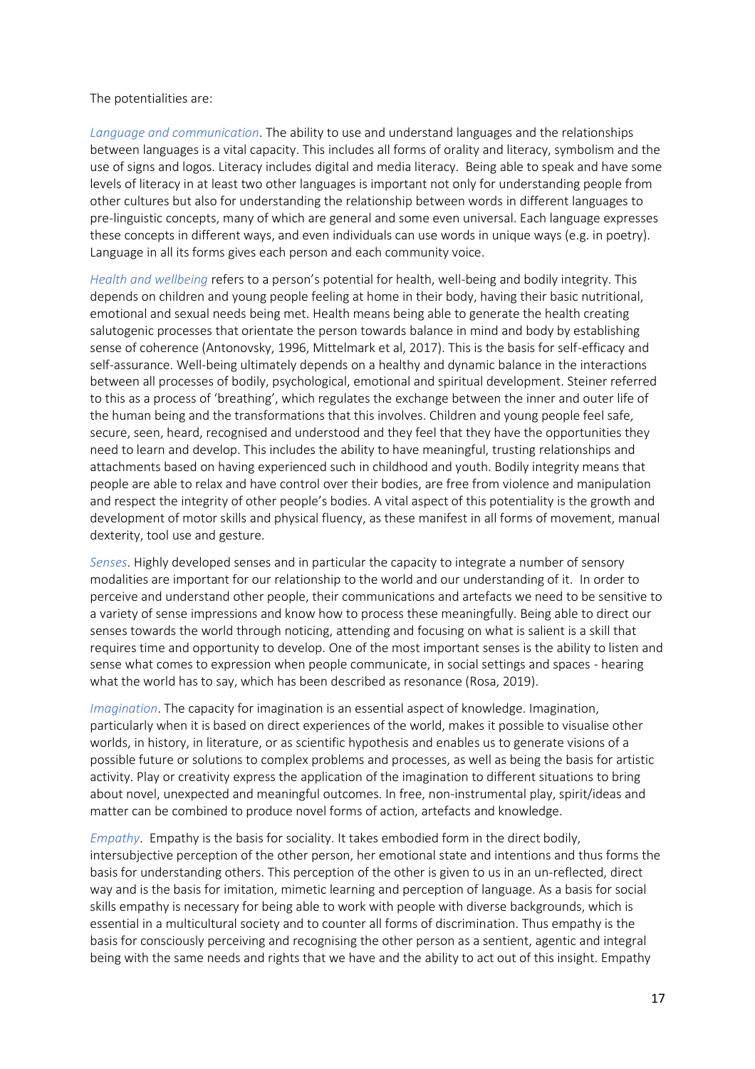The potentialities are:

*Language and communication*. The ability to use and understand languages and the relationships between languages is a vital capacity. This includes all forms of orality and literacy, symbolism and the use of signs and logos. Literacy includes digital and media literacy. Being able to speak and have some levels of literacy in at least two other languages is important not only for understanding people from other cultures but also for understanding the relationship between words in different languages to pre-linguistic concepts, many of which are general and some even universal. Each language expresses these concepts in different ways, and even individuals can use words in unique ways (e.g. in poetry). Language in all its forms gives each person and each community voice.

*Health and wellbeing* refers to a person's potential for health, well-being and bodily integrity. This depends on children and young people feeling at home in their body, having their basic nutritional, emotional and sexual needs being met. Health means being able to generate the health creating salutogenic processes that orientate the person towards balance in mind and body by establishing sense of coherence (Antonovsky, 1996, Mittelmark et al, 2017). This is the basis for self-efficacy and self-assurance. Well-being ultimately depends on a healthy and dynamic balance in the interactions between all processes of bodily, psychological, emotional and spiritual development. Steiner referred to this as a process of 'breathing', which regulates the exchange between the inner and outer life of the human being and the transformations that this involves. Children and young people feel safe, secure, seen, heard, recognised and understood and they feel that they have the opportunities they need to learn and develop. This includes the ability to have meaningful, trusting relationships and attachments based on having experienced such in childhood and youth. Bodily integrity means that people are able to relax and have control over their bodies, are free from violence and manipulation and respect the integrity of other people's bodies. A vital aspect of this potentiality is the growth and development of motor skills and physical fluency, as these manifest in all forms of movement, manual dexterity, tool use and gesture.

*Senses*. Highly developed senses and in particular the capacity to integrate a number of sensory modalities are important for our relationship to the world and our understanding of it. In order to perceive and understand other people, their communications and artefacts we need to be sensitive to a variety of sense impressions and know how to process these meaningfully. Being able to direct our senses towards the world through noticing, attending and focusing on what is salient is a skill that requires time and opportunity to develop. One of the most important senses is the ability to listen and sense what comes to expression when people communicate, in social settings and spaces - hearing what the world has to say, which has been described as resonance (Rosa, 2019).

*Imagination*. The capacity for imagination is an essential aspect of knowledge. Imagination, particularly when it is based on direct experiences of the world, makes it possible to visualise other worlds, in history, in literature, or as scientific hypothesis and enables us to generate visions of a possible future or solutions to complex problems and processes, as well as being the basis for artistic activity. Play or creativity express the application of the imagination to different situations to bring about novel, unexpected and meaningful outcomes. In free, non-instrumental play, spirit/ideas and matter can be combined to produce novel forms of action, artefacts and knowledge.

*Empathy*. Empathy is the basis for sociality. It takes embodied form in the direct bodily, intersubjective perception of the other person, her emotional state and intentions and thus forms the basis for understanding others. This perception of the other is given to us in an un-reflected, direct way and is the basis for imitation, mimetic learning and perception of language. As a basis for social skills empathy is necessary for being able to work with people with diverse backgrounds, which is essential in a multicultural society and to counter all forms of discrimination. Thus empathy is the basis for consciously perceiving and recognising the other person as a sentient, agentic and integral being with the same needs and rights that we have and the ability to act out of this insight. Empathy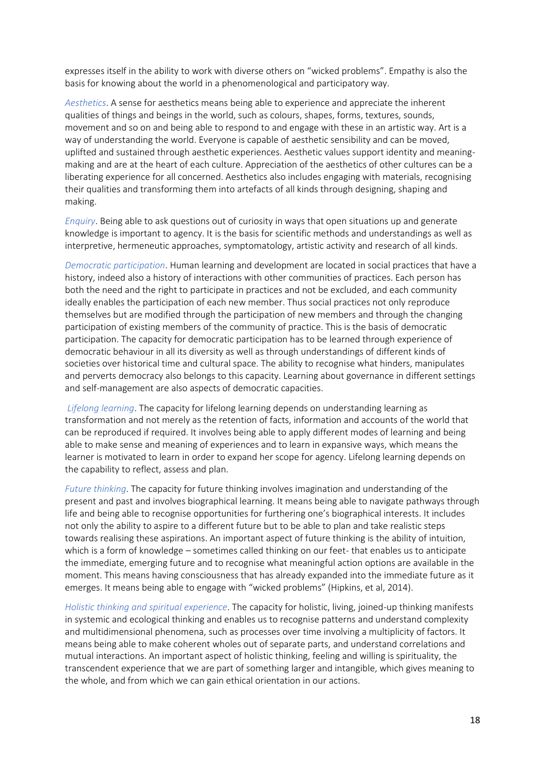expresses itself in the ability to work with diverse others on "wicked problems". Empathy is also the basis for knowing about the world in a phenomenological and participatory way.

*Aesthetics*. A sense for aesthetics means being able to experience and appreciate the inherent qualities of things and beings in the world, such as colours, shapes, forms, textures, sounds, movement and so on and being able to respond to and engage with these in an artistic way. Art is a way of understanding the world. Everyone is capable of aesthetic sensibility and can be moved, uplifted and sustained through aesthetic experiences. Aesthetic values support identity and meaning-making and are at the heart of each culture. Appreciation of the aesthetics of other cultures can be a liberating experience for all concerned. Aesthetics also includes engaging with materials, recognising their qualities and transforming them into artefacts of all kinds through designing, shaping and making.

*Enquiry*. Being able to ask questions out of curiosity in ways that open situations up and generate knowledge is important to agency. It is the basis for scientific methods and understandings as well as interpretive, hermeneutic approaches, symptomatology, artistic activity and research of all kinds.

*Democratic participation*. Human learning and development are located in social practices that have a history, indeed also a history of interactions with other communities of practices. Each person has both the need and the right to participate in practices and not be excluded, and each community ideally enables the participation of each new member. Thus social practices not only reproduce themselves but are modified through the participation of new members and through the changing participation of existing members of the community of practice. This is the basis of democratic participation. The capacity for democratic participation has to be learned through experience of democratic behaviour in all its diversity as well as through understandings of different kinds of societies over historical time and cultural space. The ability to recognise what hinders, manipulates and perverts democracy also belongs to this capacity. Learning about governance in different settings and self-management are also aspects of democratic capacities.

*Lifelong learning*. The capacity for lifelong learning depends on understanding learning as transformation and not merely as the retention of facts, information and accounts of the world that can be reproduced if required. It involves being able to apply different modes of learning and being able to make sense and meaning of experiences and to learn in expansive ways, which means the learner is motivated to learn in order to expand her scope for agency. Lifelong learning depends on the capability to reflect, assess and plan.

*Future thinking*. The capacity for future thinking involves imagination and understanding of the present and past and involves biographical learning. It means being able to navigate pathways through life and being able to recognise opportunities for furthering one's biographical interests. It includes not only the ability to aspire to a different future but to be able to plan and take realistic steps towards realising these aspirations. An important aspect of future thinking is the ability of intuition, which is a form of knowledge – sometimes called thinking on our feet- that enables us to anticipate the immediate, emerging future and to recognise what meaningful action options are available in the moment. This means having consciousness that has already expanded into the immediate future as it emerges. It means being able to engage with "wicked problems" (Hipkins, et al, 2014).

*Holistic thinking and spiritual experience*. The capacity for holistic, living, joined-up thinking manifests in systemic and ecological thinking and enables us to recognise patterns and understand complexity and multidimensional phenomena, such as processes over time involving a multiplicity of factors. It means being able to make coherent wholes out of separate parts, and understand correlations and mutual interactions. An important aspect of holistic thinking, feeling and willing is spirituality, the transcendent experience that we are part of something larger and intangible, which gives meaning to the whole, and from which we can gain ethical orientation in our actions.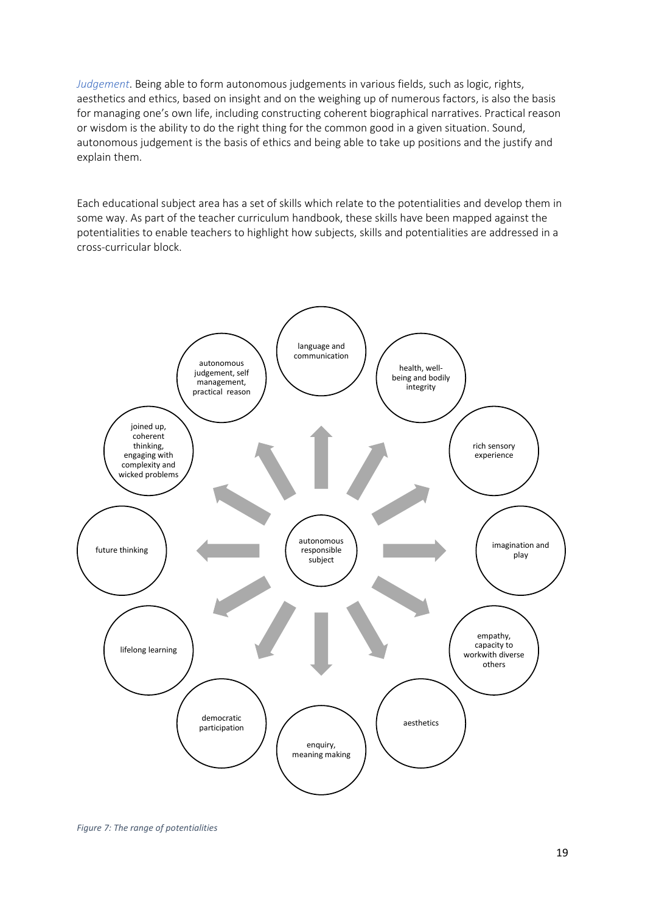*Judgement*. Being able to form autonomous judgements in various fields, such as logic, rights, aesthetics and ethics, based on insight and on the weighing up of numerous factors, is also the basis for managing one's own life, including constructing coherent biographical narratives. Practical reason or wisdom is the ability to do the right thing for the common good in a given situation. Sound, autonomous judgement is the basis of ethics and being able to take up positions and the justify and explain them.

Each educational subject area has a set of skills which relate to the potentialities and develop them in some way. As part of the teacher curriculum handbook, these skills have been mapped against the potentialities to enable teachers to highlight how subjects, skills and potentialities are addressed in a cross-curricular block.

autonomous responsible subject

language and communication

health, well-being and bodily integrity

rich sensory experience

imagination and play

empathy, capacity to workwith diverse others

aesthetics

enquiry, meaning making

democratic participation

lifelong learning

future thinking

joined up, coherent thinking, engaging with complexity and wicked problems

autonomous judgement, self management, practical reason

*Figure 7: The range of potentialities*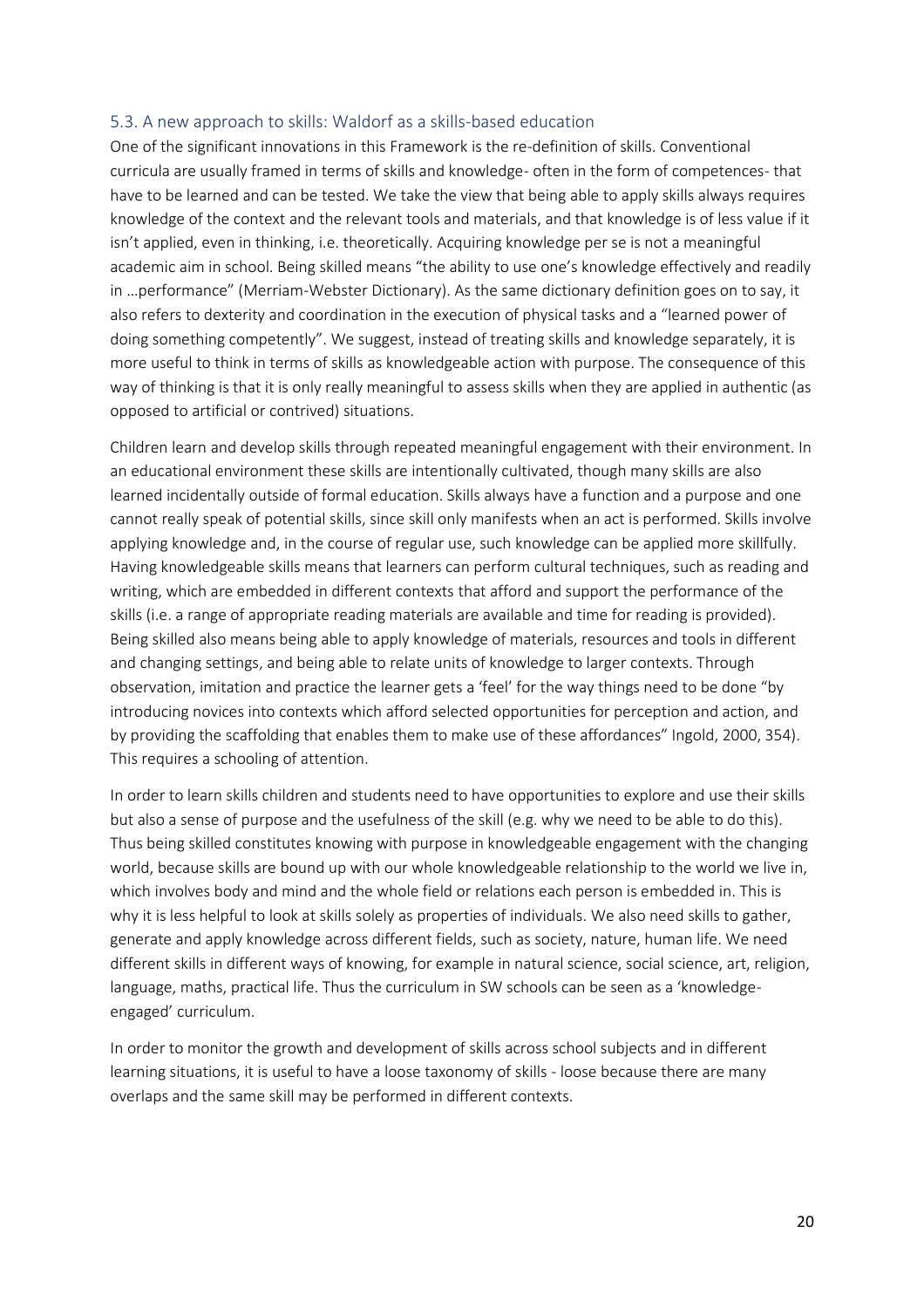### 5.3. A new approach to skills: Waldorf as a skills-based education

One of the significant innovations in this Framework is the re-definition of skills. Conventional curricula are usually framed in terms of skills and knowledge- often in the form of competences- that have to be learned and can be tested. We take the view that being able to apply skills always requires knowledge of the context and the relevant tools and materials, and that knowledge is of less value if it isn't applied, even in thinking, i.e. theoretically. Acquiring knowledge per se is not a meaningful academic aim in school. Being skilled means "the ability to use one's knowledge effectively and readily in …performance" (Merriam-Webster Dictionary). As the same dictionary definition goes on to say, it also refers to dexterity and coordination in the execution of physical tasks and a "learned power of doing something competently". We suggest, instead of treating skills and knowledge separately, it is more useful to think in terms of skills as knowledgeable action with purpose. The consequence of this way of thinking is that it is only really meaningful to assess skills when they are applied in authentic (as opposed to artificial or contrived) situations.

Children learn and develop skills through repeated meaningful engagement with their environment. In an educational environment these skills are intentionally cultivated, though many skills are also learned incidentally outside of formal education. Skills always have a function and a purpose and one cannot really speak of potential skills, since skill only manifests when an act is performed. Skills involve applying knowledge and, in the course of regular use, such knowledge can be applied more skillfully. Having knowledgeable skills means that learners can perform cultural techniques, such as reading and writing, which are embedded in different contexts that afford and support the performance of the skills (i.e. a range of appropriate reading materials are available and time for reading is provided). Being skilled also means being able to apply knowledge of materials, resources and tools in different and changing settings, and being able to relate units of knowledge to larger contexts. Through observation, imitation and practice the learner gets a 'feel' for the way things need to be done "by introducing novices into contexts which afford selected opportunities for perception and action, and by providing the scaffolding that enables them to make use of these affordances" Ingold, 2000, 354). This requires a schooling of attention.

In order to learn skills children and students need to have opportunities to explore and use their skills but also a sense of purpose and the usefulness of the skill (e.g. why we need to be able to do this). Thus being skilled constitutes knowing with purpose in knowledgeable engagement with the changing world, because skills are bound up with our whole knowledgeable relationship to the world we live in, which involves body and mind and the whole field or relations each person is embedded in. This is why it is less helpful to look at skills solely as properties of individuals. We also need skills to gather, generate and apply knowledge across different fields, such as society, nature, human life. We need different skills in different ways of knowing, for example in natural science, social science, art, religion, language, maths, practical life. Thus the curriculum in SW schools can be seen as a 'knowledge-engaged' curriculum.

In order to monitor the growth and development of skills across school subjects and in different learning situations, it is useful to have a loose taxonomy of skills - loose because there are many overlaps and the same skill may be performed in different contexts.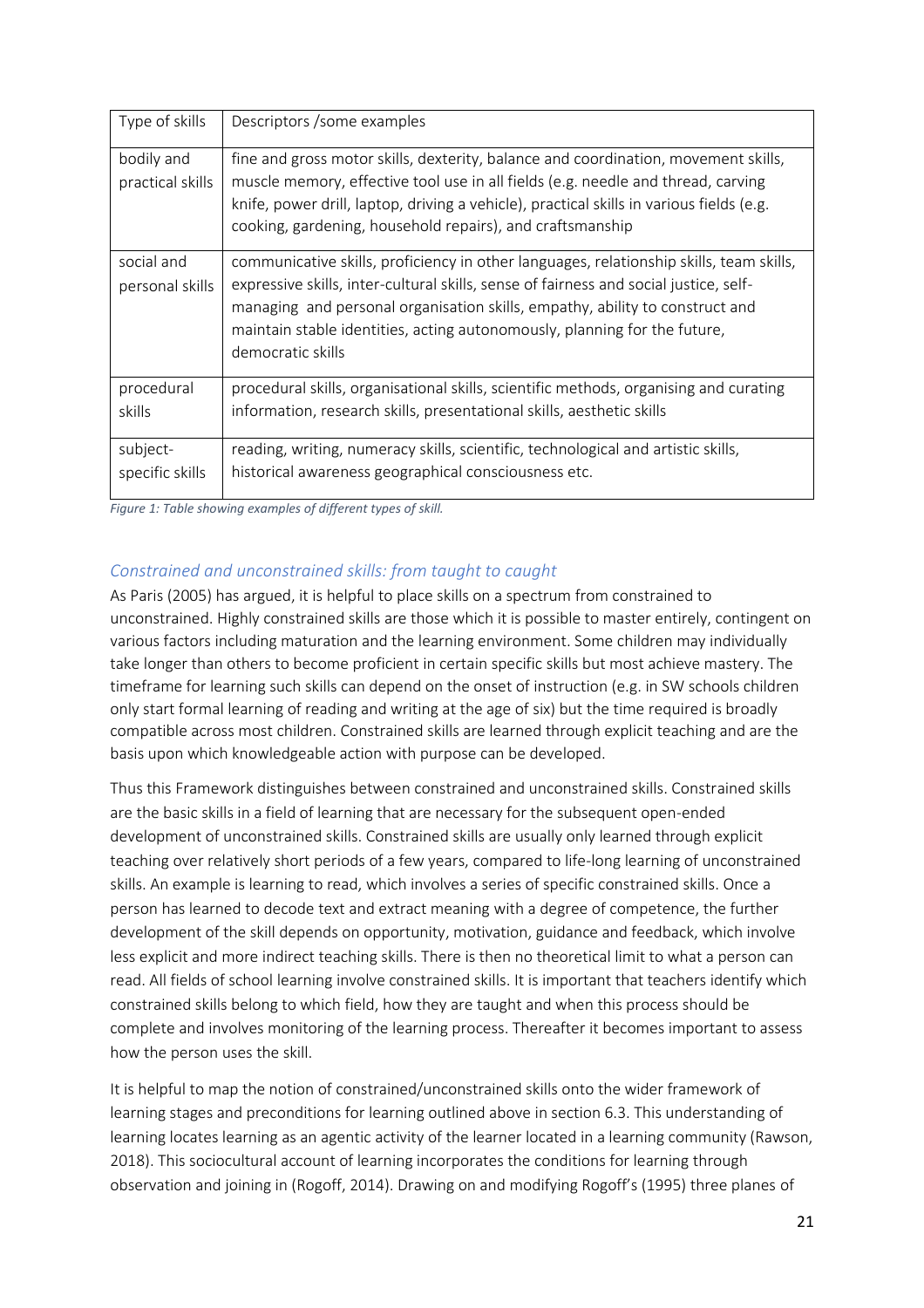| Type of skills | Descriptors /some examples |
|---|---|
| bodily and practical skills | fine and gross motor skills, dexterity, balance and coordination, movement skills, muscle memory, effective tool use in all fields (e.g. needle and thread, carving knife, power drill, laptop, driving a vehicle), practical skills in various fields (e.g. cooking, gardening, household repairs), and craftsmanship |
| social and personal skills | communicative skills, proficiency in other languages, relationship skills, team skills, expressive skills, inter-cultural skills, sense of fairness and social justice, self-managing and personal organisation skills, empathy, ability to construct and maintain stable identities, acting autonomously, planning for the future, democratic skills |
| procedural skills | procedural skills, organisational skills, scientific methods, organising and curating information, research skills, presentational skills, aesthetic skills |
| subject-specific skills | reading, writing, numeracy skills, scientific, technological and artistic skills, historical awareness geographical consciousness etc. |

*Figure 1: Table showing examples of different types of skill.*

### *Constrained and unconstrained skills: from taught to caught*

As Paris (2005) has argued, it is helpful to place skills on a spectrum from constrained to unconstrained. Highly constrained skills are those which it is possible to master entirely, contingent on various factors including maturation and the learning environment. Some children may individually take longer than others to become proficient in certain specific skills but most achieve mastery. The timeframe for learning such skills can depend on the onset of instruction (e.g. in SW schools children only start formal learning of reading and writing at the age of six) but the time required is broadly compatible across most children. Constrained skills are learned through explicit teaching and are the basis upon which knowledgeable action with purpose can be developed.

Thus this Framework distinguishes between constrained and unconstrained skills. Constrained skills are the basic skills in a field of learning that are necessary for the subsequent open-ended development of unconstrained skills. Constrained skills are usually only learned through explicit teaching over relatively short periods of a few years, compared to life-long learning of unconstrained skills. An example is learning to read, which involves a series of specific constrained skills. Once a person has learned to decode text and extract meaning with a degree of competence, the further development of the skill depends on opportunity, motivation, guidance and feedback, which involve less explicit and more indirect teaching skills. There is then no theoretical limit to what a person can read. All fields of school learning involve constrained skills. It is important that teachers identify which constrained skills belong to which field, how they are taught and when this process should be complete and involves monitoring of the learning process. Thereafter it becomes important to assess how the person uses the skill.

It is helpful to map the notion of constrained/unconstrained skills onto the wider framework of learning stages and preconditions for learning outlined above in section 6.3. This understanding of learning locates learning as an agentic activity of the learner located in a learning community (Rawson, 2018). This sociocultural account of learning incorporates the conditions for learning through observation and joining in (Rogoff, 2014). Drawing on and modifying Rogoff's (1995) three planes of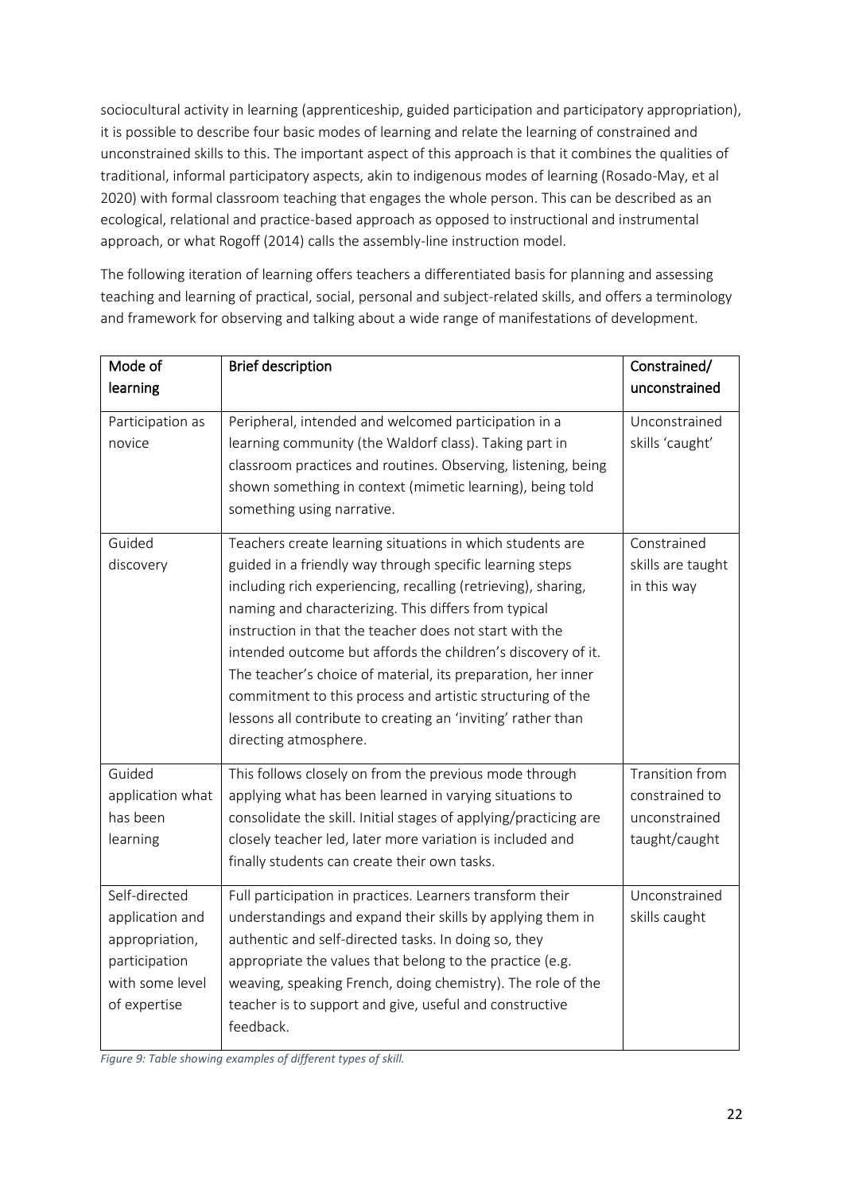sociocultural activity in learning (apprenticeship, guided participation and participatory appropriation), it is possible to describe four basic modes of learning and relate the learning of constrained and unconstrained skills to this. The important aspect of this approach is that it combines the qualities of traditional, informal participatory aspects, akin to indigenous modes of learning (Rosado-May, et al 2020) with formal classroom teaching that engages the whole person. This can be described as an ecological, relational and practice-based approach as opposed to instructional and instrumental approach, or what Rogoff (2014) calls the assembly-line instruction model.

The following iteration of learning offers teachers a differentiated basis for planning and assessing teaching and learning of practical, social, personal and subject-related skills, and offers a terminology and framework for observing and talking about a wide range of manifestations of development.

| Mode of learning | Brief description | Constrained/ unconstrained |
|---|---|---|
| Participation as novice | Peripheral, intended and welcomed participation in a learning community (the Waldorf class). Taking part in classroom practices and routines. Observing, listening, being shown something in context (mimetic learning), being told something using narrative. | Unconstrained skills 'caught' |
| Guided discovery | Teachers create learning situations in which students are guided in a friendly way through specific learning steps including rich experiencing, recalling (retrieving), sharing, naming and characterizing. This differs from typical instruction in that the teacher does not start with the intended outcome but affords the children's discovery of it. The teacher's choice of material, its preparation, her inner commitment to this process and artistic structuring of the lessons all contribute to creating an 'inviting' rather than directing atmosphere. | Constrained skills are taught in this way |
| Guided application what has been learning | This follows closely on from the previous mode through applying what has been learned in varying situations to consolidate the skill. Initial stages of applying/practicing are closely teacher led, later more variation is included and finally students can create their own tasks. | Transition from constrained to unconstrained taught/caught |
| Self-directed application and appropriation, participation with some level of expertise | Full participation in practices. Learners transform their understandings and expand their skills by applying them in authentic and self-directed tasks. In doing so, they appropriate the values that belong to the practice (e.g. weaving, speaking French, doing chemistry). The role of the teacher is to support and give, useful and constructive feedback. | Unconstrained skills caught |

*Figure 9: Table showing examples of different types of skill.*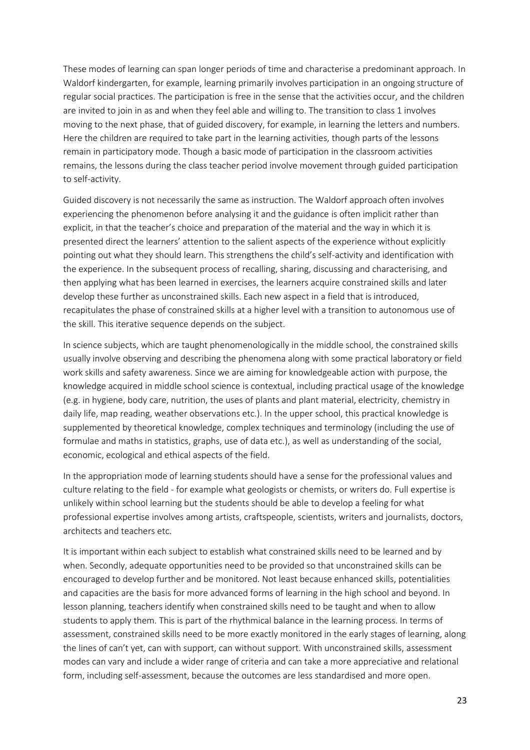These modes of learning can span longer periods of time and characterise a predominant approach. In Waldorf kindergarten, for example, learning primarily involves participation in an ongoing structure of regular social practices. The participation is free in the sense that the activities occur, and the children are invited to join in as and when they feel able and willing to. The transition to class 1 involves moving to the next phase, that of guided discovery, for example, in learning the letters and numbers. Here the children are required to take part in the learning activities, though parts of the lessons remain in participatory mode. Though a basic mode of participation in the classroom activities remains, the lessons during the class teacher period involve movement through guided participation to self-activity.

Guided discovery is not necessarily the same as instruction. The Waldorf approach often involves experiencing the phenomenon before analysing it and the guidance is often implicit rather than explicit, in that the teacher's choice and preparation of the material and the way in which it is presented direct the learners' attention to the salient aspects of the experience without explicitly pointing out what they should learn. This strengthens the child's self-activity and identification with the experience. In the subsequent process of recalling, sharing, discussing and characterising, and then applying what has been learned in exercises, the learners acquire constrained skills and later develop these further as unconstrained skills. Each new aspect in a field that is introduced, recapitulates the phase of constrained skills at a higher level with a transition to autonomous use of the skill. This iterative sequence depends on the subject.

In science subjects, which are taught phenomenologically in the middle school, the constrained skills usually involve observing and describing the phenomena along with some practical laboratory or field work skills and safety awareness. Since we are aiming for knowledgeable action with purpose, the knowledge acquired in middle school science is contextual, including practical usage of the knowledge (e.g. in hygiene, body care, nutrition, the uses of plants and plant material, electricity, chemistry in daily life, map reading, weather observations etc.). In the upper school, this practical knowledge is supplemented by theoretical knowledge, complex techniques and terminology (including the use of formulae and maths in statistics, graphs, use of data etc.), as well as understanding of the social, economic, ecological and ethical aspects of the field.

In the appropriation mode of learning students should have a sense for the professional values and culture relating to the field - for example what geologists or chemists, or writers do. Full expertise is unlikely within school learning but the students should be able to develop a feeling for what professional expertise involves among artists, craftspeople, scientists, writers and journalists, doctors, architects and teachers etc.

It is important within each subject to establish what constrained skills need to be learned and by when. Secondly, adequate opportunities need to be provided so that unconstrained skills can be encouraged to develop further and be monitored. Not least because enhanced skills, potentialities and capacities are the basis for more advanced forms of learning in the high school and beyond. In lesson planning, teachers identify when constrained skills need to be taught and when to allow students to apply them. This is part of the rhythmical balance in the learning process. In terms of assessment, constrained skills need to be more exactly monitored in the early stages of learning, along the lines of can't yet, can with support, can without support. With unconstrained skills, assessment modes can vary and include a wider range of criteria and can take a more appreciative and relational form, including self-assessment, because the outcomes are less standardised and more open.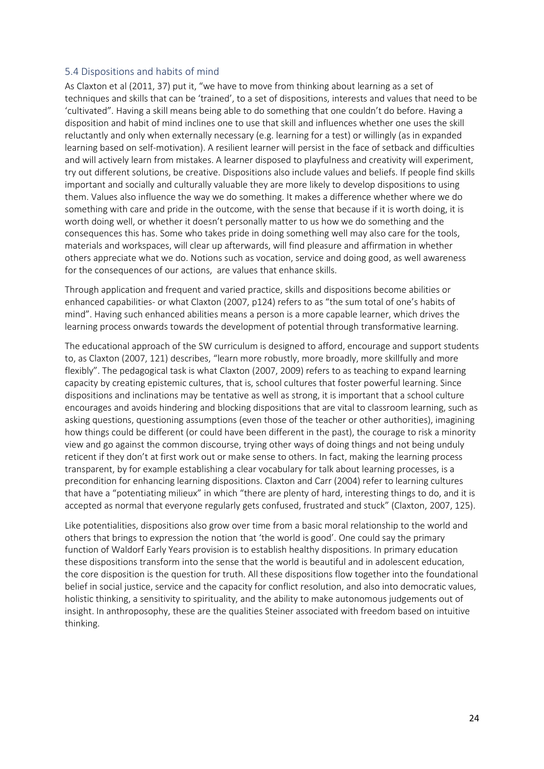## 5.4 Dispositions and habits of mind

As Claxton et al (2011, 37) put it, "we have to move from thinking about learning as a set of techniques and skills that can be 'trained', to a set of dispositions, interests and values that need to be 'cultivated". Having a skill means being able to do something that one couldn't do before. Having a disposition and habit of mind inclines one to use that skill and influences whether one uses the skill reluctantly and only when externally necessary (e.g. learning for a test) or willingly (as in expanded learning based on self-motivation). A resilient learner will persist in the face of setback and difficulties and will actively learn from mistakes. A learner disposed to playfulness and creativity will experiment, try out different solutions, be creative. Dispositions also include values and beliefs. If people find skills important and socially and culturally valuable they are more likely to develop dispositions to using them. Values also influence the way we do something. It makes a difference whether where we do something with care and pride in the outcome, with the sense that because if it is worth doing, it is worth doing well, or whether it doesn't personally matter to us how we do something and the consequences this has. Some who takes pride in doing something well may also care for the tools, materials and workspaces, will clear up afterwards, will find pleasure and affirmation in whether others appreciate what we do. Notions such as vocation, service and doing good, as well awareness for the consequences of our actions, are values that enhance skills.

Through application and frequent and varied practice, skills and dispositions become abilities or enhanced capabilities- or what Claxton (2007, p124) refers to as "the sum total of one's habits of mind". Having such enhanced abilities means a person is a more capable learner, which drives the learning process onwards towards the development of potential through transformative learning.

The educational approach of the SW curriculum is designed to afford, encourage and support students to, as Claxton (2007, 121) describes, "learn more robustly, more broadly, more skillfully and more flexibly". The pedagogical task is what Claxton (2007, 2009) refers to as teaching to expand learning capacity by creating epistemic cultures, that is, school cultures that foster powerful learning. Since dispositions and inclinations may be tentative as well as strong, it is important that a school culture encourages and avoids hindering and blocking dispositions that are vital to classroom learning, such as asking questions, questioning assumptions (even those of the teacher or other authorities), imagining how things could be different (or could have been different in the past), the courage to risk a minority view and go against the common discourse, trying other ways of doing things and not being unduly reticent if they don't at first work out or make sense to others. In fact, making the learning process transparent, by for example establishing a clear vocabulary for talk about learning processes, is a precondition for enhancing learning dispositions. Claxton and Carr (2004) refer to learning cultures that have a "potentiating milieux" in which "there are plenty of hard, interesting things to do, and it is accepted as normal that everyone regularly gets confused, frustrated and stuck" (Claxton, 2007, 125).

Like potentialities, dispositions also grow over time from a basic moral relationship to the world and others that brings to expression the notion that 'the world is good'. One could say the primary function of Waldorf Early Years provision is to establish healthy dispositions. In primary education these dispositions transform into the sense that the world is beautiful and in adolescent education, the core disposition is the question for truth. All these dispositions flow together into the foundational belief in social justice, service and the capacity for conflict resolution, and also into democratic values, holistic thinking, a sensitivity to spirituality, and the ability to make autonomous judgements out of insight. In anthroposophy, these are the qualities Steiner associated with freedom based on intuitive thinking.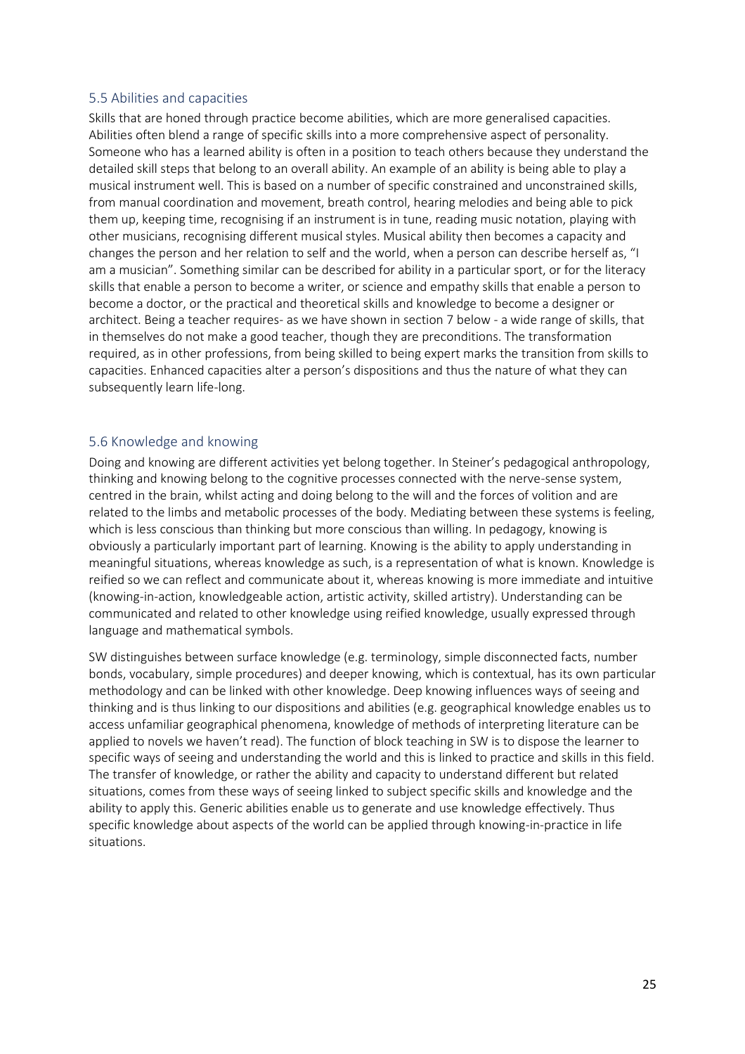## 5.5 Abilities and capacities

Skills that are honed through practice become abilities, which are more generalised capacities. Abilities often blend a range of specific skills into a more comprehensive aspect of personality. Someone who has a learned ability is often in a position to teach others because they understand the detailed skill steps that belong to an overall ability. An example of an ability is being able to play a musical instrument well. This is based on a number of specific constrained and unconstrained skills, from manual coordination and movement, breath control, hearing melodies and being able to pick them up, keeping time, recognising if an instrument is in tune, reading music notation, playing with other musicians, recognising different musical styles. Musical ability then becomes a capacity and changes the person and her relation to self and the world, when a person can describe herself as, "I am a musician". Something similar can be described for ability in a particular sport, or for the literacy skills that enable a person to become a writer, or science and empathy skills that enable a person to become a doctor, or the practical and theoretical skills and knowledge to become a designer or architect. Being a teacher requires- as we have shown in section 7 below - a wide range of skills, that in themselves do not make a good teacher, though they are preconditions. The transformation required, as in other professions, from being skilled to being expert marks the transition from skills to capacities. Enhanced capacities alter a person's dispositions and thus the nature of what they can subsequently learn life-long.

## 5.6 Knowledge and knowing

Doing and knowing are different activities yet belong together. In Steiner's pedagogical anthropology, thinking and knowing belong to the cognitive processes connected with the nerve-sense system, centred in the brain, whilst acting and doing belong to the will and the forces of volition and are related to the limbs and metabolic processes of the body. Mediating between these systems is feeling, which is less conscious than thinking but more conscious than willing. In pedagogy, knowing is obviously a particularly important part of learning. Knowing is the ability to apply understanding in meaningful situations, whereas knowledge as such, is a representation of what is known. Knowledge is reified so we can reflect and communicate about it, whereas knowing is more immediate and intuitive (knowing-in-action, knowledgeable action, artistic activity, skilled artistry). Understanding can be communicated and related to other knowledge using reified knowledge, usually expressed through language and mathematical symbols.

SW distinguishes between surface knowledge (e.g. terminology, simple disconnected facts, number bonds, vocabulary, simple procedures) and deeper knowing, which is contextual, has its own particular methodology and can be linked with other knowledge. Deep knowing influences ways of seeing and thinking and is thus linking to our dispositions and abilities (e.g. geographical knowledge enables us to access unfamiliar geographical phenomena, knowledge of methods of interpreting literature can be applied to novels we haven't read). The function of block teaching in SW is to dispose the learner to specific ways of seeing and understanding the world and this is linked to practice and skills in this field. The transfer of knowledge, or rather the ability and capacity to understand different but related situations, comes from these ways of seeing linked to subject specific skills and knowledge and the ability to apply this. Generic abilities enable us to generate and use knowledge effectively. Thus specific knowledge about aspects of the world can be applied through knowing-in-practice in life situations.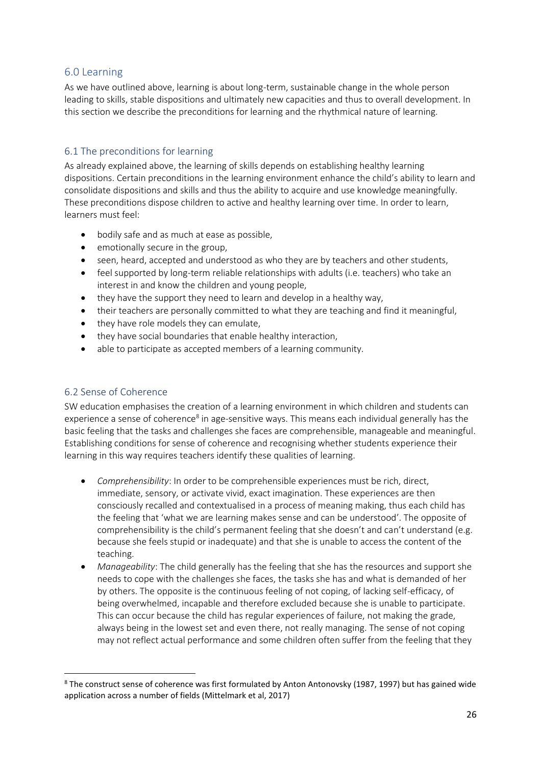## 6.0 Learning

As we have outlined above, learning is about long-term, sustainable change in the whole person leading to skills, stable dispositions and ultimately new capacities and thus to overall development. In this section we describe the preconditions for learning and the rhythmical nature of learning.

### 6.1 The preconditions for learning

As already explained above, the learning of skills depends on establishing healthy learning dispositions. Certain preconditions in the learning environment enhance the child's ability to learn and consolidate dispositions and skills and thus the ability to acquire and use knowledge meaningfully. These preconditions dispose children to active and healthy learning over time. In order to learn, learners must feel:

- bodily safe and as much at ease as possible,
- emotionally secure in the group,
- seen, heard, accepted and understood as who they are by teachers and other students,
- feel supported by long-term reliable relationships with adults (i.e. teachers) who take an interest in and know the children and young people,
- they have the support they need to learn and develop in a healthy way,
- their teachers are personally committed to what they are teaching and find it meaningful,
- they have role models they can emulate,
- they have social boundaries that enable healthy interaction,
- able to participate as accepted members of a learning community.

### 6.2 Sense of Coherence

SW education emphasises the creation of a learning environment in which children and students can experience a sense of coherence[8] in age-sensitive ways. This means each individual generally has the basic feeling that the tasks and challenges she faces are comprehensible, manageable and meaningful. Establishing conditions for sense of coherence and recognising whether students experience their learning in this way requires teachers identify these qualities of learning.

- *Comprehensibility*: In order to be comprehensible experiences must be rich, direct, immediate, sensory, or activate vivid, exact imagination. These experiences are then consciously recalled and contextualised in a process of meaning making, thus each child has the feeling that 'what we are learning makes sense and can be understood'. The opposite of comprehensibility is the child's permanent feeling that she doesn't and can't understand (e.g. because she feels stupid or inadequate) and that she is unable to access the content of the teaching.
- *Manageability*: The child generally has the feeling that she has the resources and support she needs to cope with the challenges she faces, the tasks she has and what is demanded of her by others. The opposite is the continuous feeling of not coping, of lacking self-efficacy, of being overwhelmed, incapable and therefore excluded because she is unable to participate. This can occur because the child has regular experiences of failure, not making the grade, always being in the lowest set and even there, not really managing. The sense of not coping may not reflect actual performance and some children often suffer from the feeling that they

[8] The construct sense of coherence was first formulated by Anton Antonovsky (1987, 1997) but has gained wide application across a number of fields (Mittelmark et al, 2017)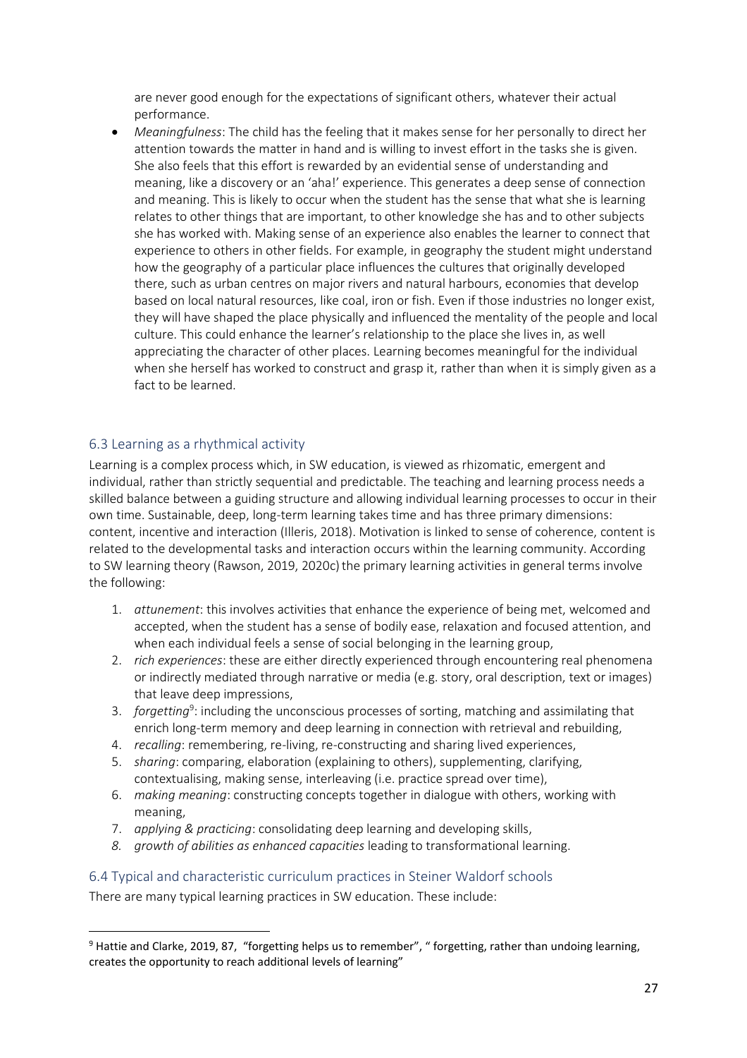are never good enough for the expectations of significant others, whatever their actual performance.

- *Meaningfulness*: The child has the feeling that it makes sense for her personally to direct her attention towards the matter in hand and is willing to invest effort in the tasks she is given. She also feels that this effort is rewarded by an evidential sense of understanding and meaning, like a discovery or an 'aha!' experience. This generates a deep sense of connection and meaning. This is likely to occur when the student has the sense that what she is learning relates to other things that are important, to other knowledge she has and to other subjects she has worked with. Making sense of an experience also enables the learner to connect that experience to others in other fields. For example, in geography the student might understand how the geography of a particular place influences the cultures that originally developed there, such as urban centres on major rivers and natural harbours, economies that develop based on local natural resources, like coal, iron or fish. Even if those industries no longer exist, they will have shaped the place physically and influenced the mentality of the people and local culture. This could enhance the learner's relationship to the place she lives in, as well appreciating the character of other places. Learning becomes meaningful for the individual when she herself has worked to construct and grasp it, rather than when it is simply given as a fact to be learned.

## 6.3 Learning as a rhythmical activity

Learning is a complex process which, in SW education, is viewed as rhizomatic, emergent and individual, rather than strictly sequential and predictable. The teaching and learning process needs a skilled balance between a guiding structure and allowing individual learning processes to occur in their own time. Sustainable, deep, long-term learning takes time and has three primary dimensions: content, incentive and interaction (Illeris, 2018). Motivation is linked to sense of coherence, content is related to the developmental tasks and interaction occurs within the learning community. According to SW learning theory (Rawson, 2019, 2020c) the primary learning activities in general terms involve the following:

1. *attunement*: this involves activities that enhance the experience of being met, welcomed and accepted, when the student has a sense of bodily ease, relaxation and focused attention, and when each individual feels a sense of social belonging in the learning group,
2. *rich experiences*: these are either directly experienced through encountering real phenomena or indirectly mediated through narrative or media (e.g. story, oral description, text or images) that leave deep impressions,
3. *forgetting*[9]: including the unconscious processes of sorting, matching and assimilating that enrich long-term memory and deep learning in connection with retrieval and rebuilding,
4. *recalling*: remembering, re-living, re-constructing and sharing lived experiences,
5. *sharing*: comparing, elaboration (explaining to others), supplementing, clarifying, contextualising, making sense, interleaving (i.e. practice spread over time),
6. *making meaning*: constructing concepts together in dialogue with others, working with meaning,
7. *applying & practicing*: consolidating deep learning and developing skills,
8. *growth of abilities as enhanced capacities* leading to transformational learning.

## 6.4 Typical and characteristic curriculum practices in Steiner Waldorf schools

There are many typical learning practices in SW education. These include:

[9] Hattie and Clarke, 2019, 87, "forgetting helps us to remember", " forgetting, rather than undoing learning, creates the opportunity to reach additional levels of learning"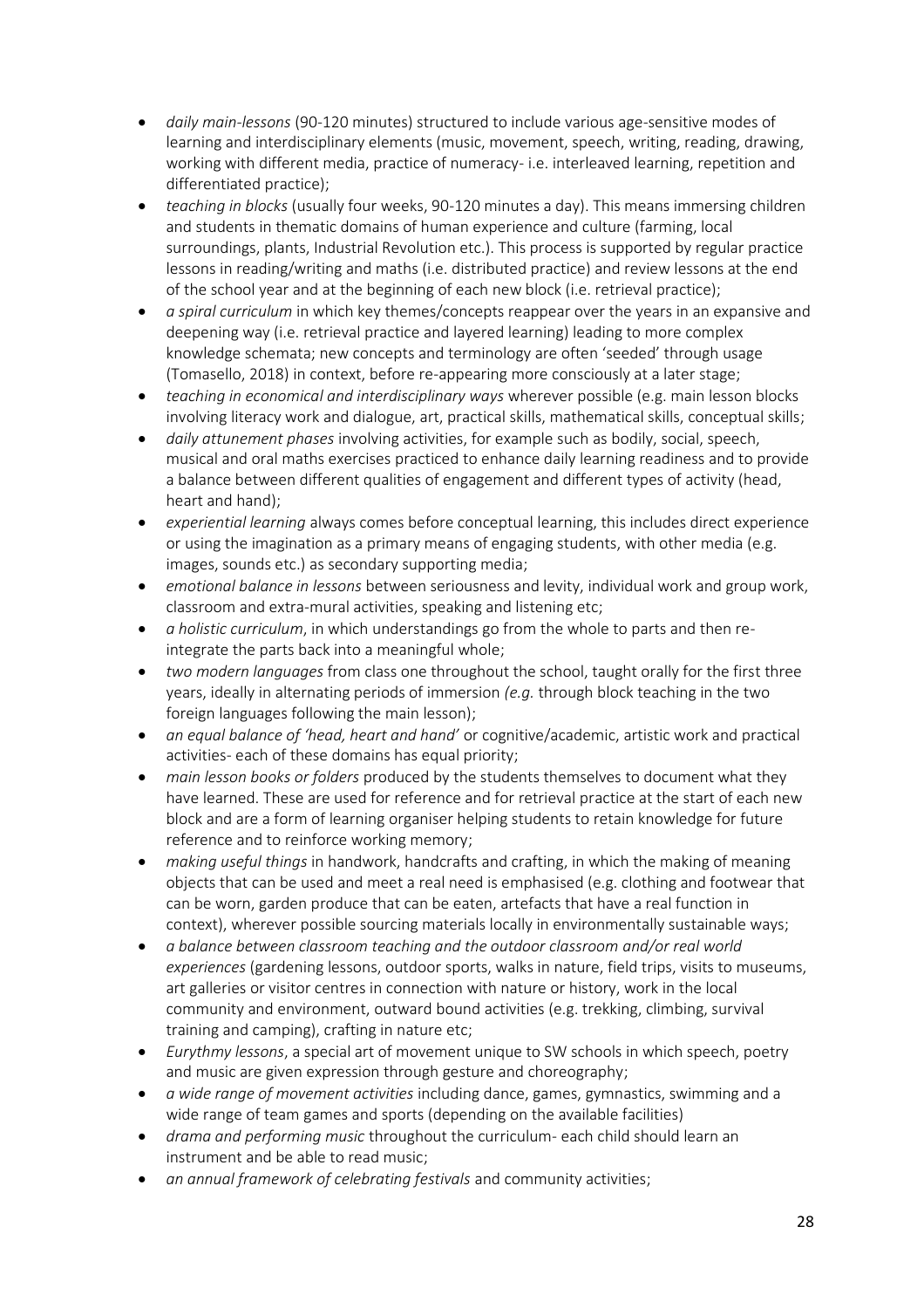- *daily main-lessons* (90-120 minutes) structured to include various age-sensitive modes of learning and interdisciplinary elements (music, movement, speech, writing, reading, drawing, working with different media, practice of numeracy- i.e. interleaved learning, repetition and differentiated practice);
- *teaching in blocks* (usually four weeks, 90-120 minutes a day). This means immersing children and students in thematic domains of human experience and culture (farming, local surroundings, plants, Industrial Revolution etc.). This process is supported by regular practice lessons in reading/writing and maths (i.e. distributed practice) and review lessons at the end of the school year and at the beginning of each new block (i.e. retrieval practice);
- *a spiral curriculum* in which key themes/concepts reappear over the years in an expansive and deepening way (i.e. retrieval practice and layered learning) leading to more complex knowledge schemata; new concepts and terminology are often 'seeded' through usage (Tomasello, 2018) in context, before re-appearing more consciously at a later stage;
- *teaching in economical and interdisciplinary ways* wherever possible (e.g. main lesson blocks involving literacy work and dialogue, art, practical skills, mathematical skills, conceptual skills;
- *daily attunement phases* involving activities, for example such as bodily, social, speech, musical and oral maths exercises practiced to enhance daily learning readiness and to provide a balance between different qualities of engagement and different types of activity (head, heart and hand);
- *experiential learning* always comes before conceptual learning, this includes direct experience or using the imagination as a primary means of engaging students, with other media (e.g. images, sounds etc.) as secondary supporting media;
- *emotional balance in lessons* between seriousness and levity, individual work and group work, classroom and extra-mural activities, speaking and listening etc;
- *a holistic curriculum*, in which understandings go from the whole to parts and then re-integrate the parts back into a meaningful whole;
- *two modern languages* from class one throughout the school, taught orally for the first three years, ideally in alternating periods of immersion *(e.g.* through block teaching in the two foreign languages following the main lesson);
- *an equal balance of 'head, heart and hand'* or cognitive/academic, artistic work and practical activities- each of these domains has equal priority;
- *main lesson books or folders* produced by the students themselves to document what they have learned. These are used for reference and for retrieval practice at the start of each new block and are a form of learning organiser helping students to retain knowledge for future reference and to reinforce working memory;
- *making useful things* in handwork, handcrafts and crafting, in which the making of meaning objects that can be used and meet a real need is emphasised (e.g. clothing and footwear that can be worn, garden produce that can be eaten, artefacts that have a real function in context), wherever possible sourcing materials locally in environmentally sustainable ways;
- *a balance between classroom teaching and the outdoor classroom and/or real world experiences* (gardening lessons, outdoor sports, walks in nature, field trips, visits to museums, art galleries or visitor centres in connection with nature or history, work in the local community and environment, outward bound activities (e.g. trekking, climbing, survival training and camping), crafting in nature etc;
- *Eurythmy lessons*, a special art of movement unique to SW schools in which speech, poetry and music are given expression through gesture and choreography;
- *a wide range of movement activities* including dance, games, gymnastics, swimming and a wide range of team games and sports (depending on the available facilities)
- *drama and performing music* throughout the curriculum- each child should learn an instrument and be able to read music;
- *an annual framework of celebrating festivals* and community activities;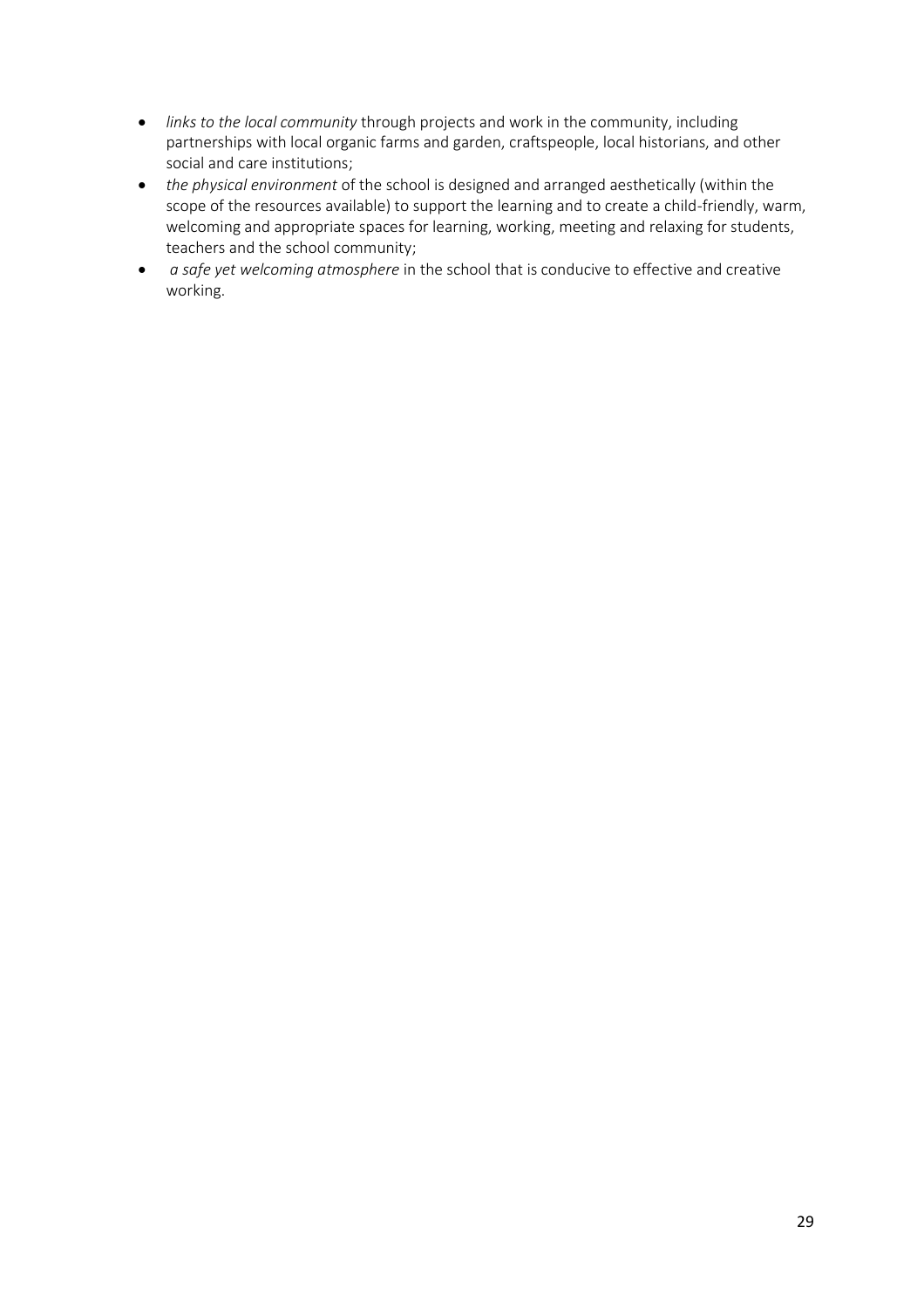- *links to the local community* through projects and work in the community, including partnerships with local organic farms and garden, craftspeople, local historians, and other social and care institutions;
- *the physical environment* of the school is designed and arranged aesthetically (within the scope of the resources available) to support the learning and to create a child-friendly, warm, welcoming and appropriate spaces for learning, working, meeting and relaxing for students, teachers and the school community;
- *a safe yet welcoming atmosphere* in the school that is conducive to effective and creative working.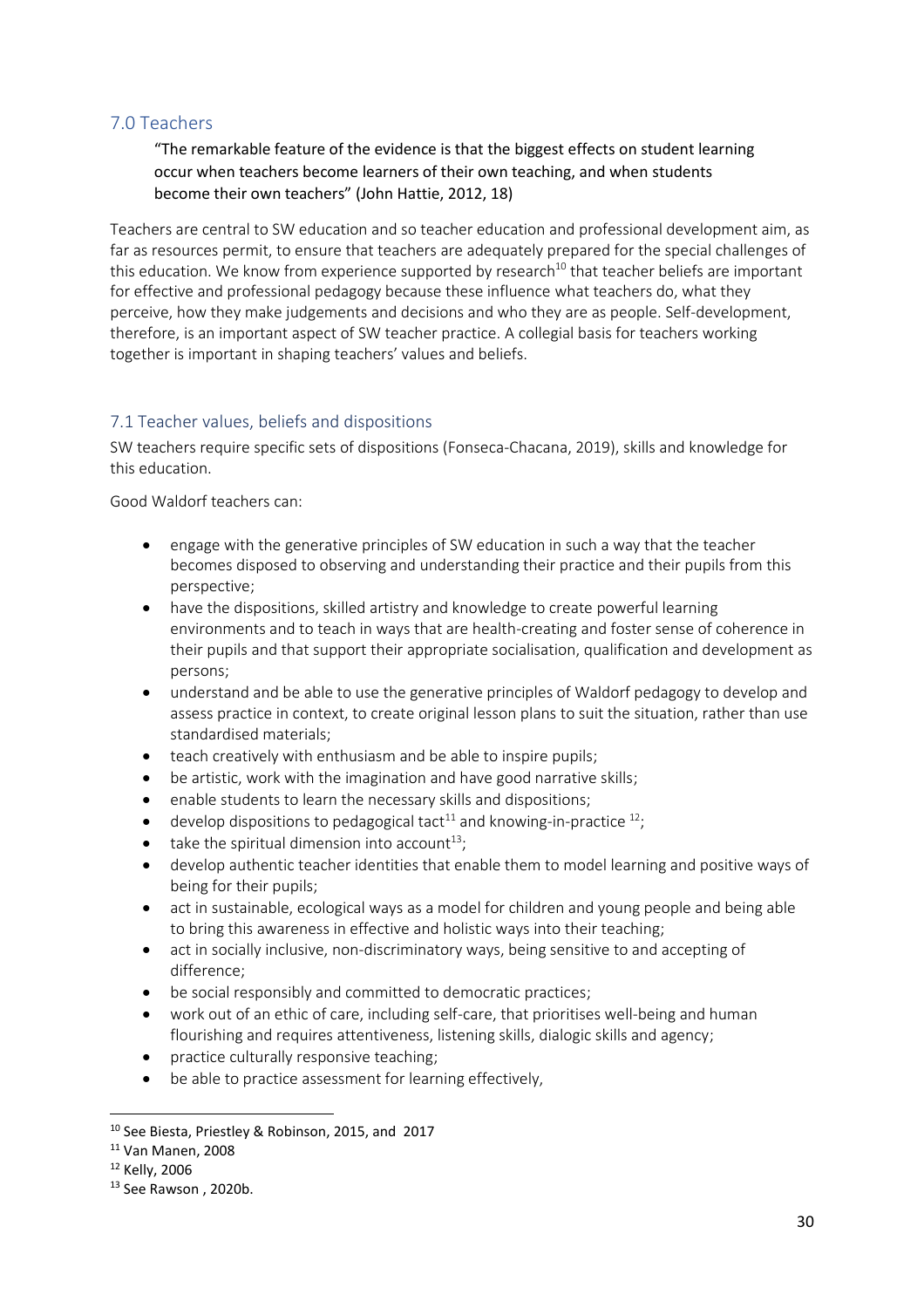## 7.0 Teachers

> "The remarkable feature of the evidence is that the biggest effects on student learning occur when teachers become learners of their own teaching, and when students become their own teachers" (John Hattie, 2012, 18)

Teachers are central to SW education and so teacher education and professional development aim, as far as resources permit, to ensure that teachers are adequately prepared for the special challenges of this education. We know from experience supported by research[10] that teacher beliefs are important for effective and professional pedagogy because these influence what teachers do, what they perceive, how they make judgements and decisions and who they are as people. Self-development, therefore, is an important aspect of SW teacher practice. A collegial basis for teachers working together is important in shaping teachers' values and beliefs.

### 7.1 Teacher values, beliefs and dispositions

SW teachers require specific sets of dispositions (Fonseca-Chacana, 2019), skills and knowledge for this education.

Good Waldorf teachers can:

- engage with the generative principles of SW education in such a way that the teacher becomes disposed to observing and understanding their practice and their pupils from this perspective;
- have the dispositions, skilled artistry and knowledge to create powerful learning environments and to teach in ways that are health-creating and foster sense of coherence in their pupils and that support their appropriate socialisation, qualification and development as persons;
- understand and be able to use the generative principles of Waldorf pedagogy to develop and assess practice in context, to create original lesson plans to suit the situation, rather than use standardised materials;
- teach creatively with enthusiasm and be able to inspire pupils;
- be artistic, work with the imagination and have good narrative skills;
- enable students to learn the necessary skills and dispositions;
- develop dispositions to pedagogical tact[11] and knowing-in-practice [12];
- take the spiritual dimension into account[13];
- develop authentic teacher identities that enable them to model learning and positive ways of being for their pupils;
- act in sustainable, ecological ways as a model for children and young people and being able to bring this awareness in effective and holistic ways into their teaching;
- act in socially inclusive, non-discriminatory ways, being sensitive to and accepting of difference;
- be social responsibly and committed to democratic practices;
- work out of an ethic of care, including self-care, that prioritises well-being and human flourishing and requires attentiveness, listening skills, dialogic skills and agency;
- practice culturally responsive teaching;
- be able to practice assessment for learning effectively,

---

[10] See Biesta, Priestley & Robinson, 2015, and 2017

[11] Van Manen, 2008

[12] Kelly, 2006

[13] See Rawson , 2020b.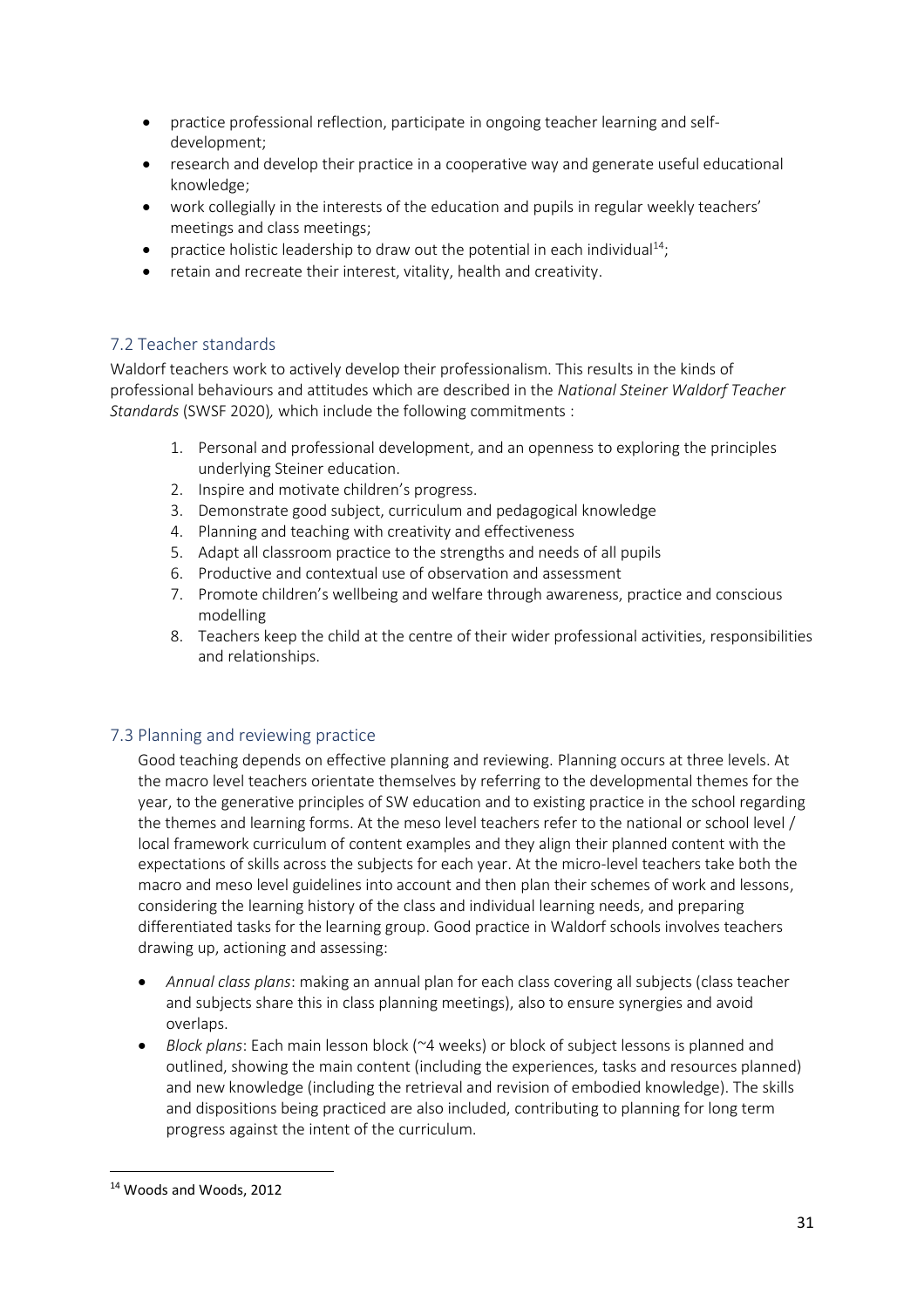- practice professional reflection, participate in ongoing teacher learning and self-development;
- research and develop their practice in a cooperative way and generate useful educational knowledge;
- work collegially in the interests of the education and pupils in regular weekly teachers' meetings and class meetings;
- practice holistic leadership to draw out the potential in each individual[14];
- retain and recreate their interest, vitality, health and creativity.

## 7.2 Teacher standards

Waldorf teachers work to actively develop their professionalism. This results in the kinds of professional behaviours and attitudes which are described in the *National Steiner Waldorf Teacher Standards* (SWSF 2020)*,* which include the following commitments :

1. Personal and professional development, and an openness to exploring the principles underlying Steiner education.
2. Inspire and motivate children's progress.
3. Demonstrate good subject, curriculum and pedagogical knowledge
4. Planning and teaching with creativity and effectiveness
5. Adapt all classroom practice to the strengths and needs of all pupils
6. Productive and contextual use of observation and assessment
7. Promote children's wellbeing and welfare through awareness, practice and conscious modelling
8. Teachers keep the child at the centre of their wider professional activities, responsibilities and relationships.

## 7.3 Planning and reviewing practice

Good teaching depends on effective planning and reviewing. Planning occurs at three levels. At the macro level teachers orientate themselves by referring to the developmental themes for the year, to the generative principles of SW education and to existing practice in the school regarding the themes and learning forms. At the meso level teachers refer to the national or school level / local framework curriculum of content examples and they align their planned content with the expectations of skills across the subjects for each year. At the micro-level teachers take both the macro and meso level guidelines into account and then plan their schemes of work and lessons, considering the learning history of the class and individual learning needs, and preparing differentiated tasks for the learning group. Good practice in Waldorf schools involves teachers drawing up, actioning and assessing:

- *Annual class plans*: making an annual plan for each class covering all subjects (class teacher and subjects share this in class planning meetings), also to ensure synergies and avoid overlaps.
- *Block plans*: Each main lesson block (~4 weeks) or block of subject lessons is planned and outlined, showing the main content (including the experiences, tasks and resources planned) and new knowledge (including the retrieval and revision of embodied knowledge). The skills and dispositions being practiced are also included, contributing to planning for long term progress against the intent of the curriculum.

---

[14] Woods and Woods, 2012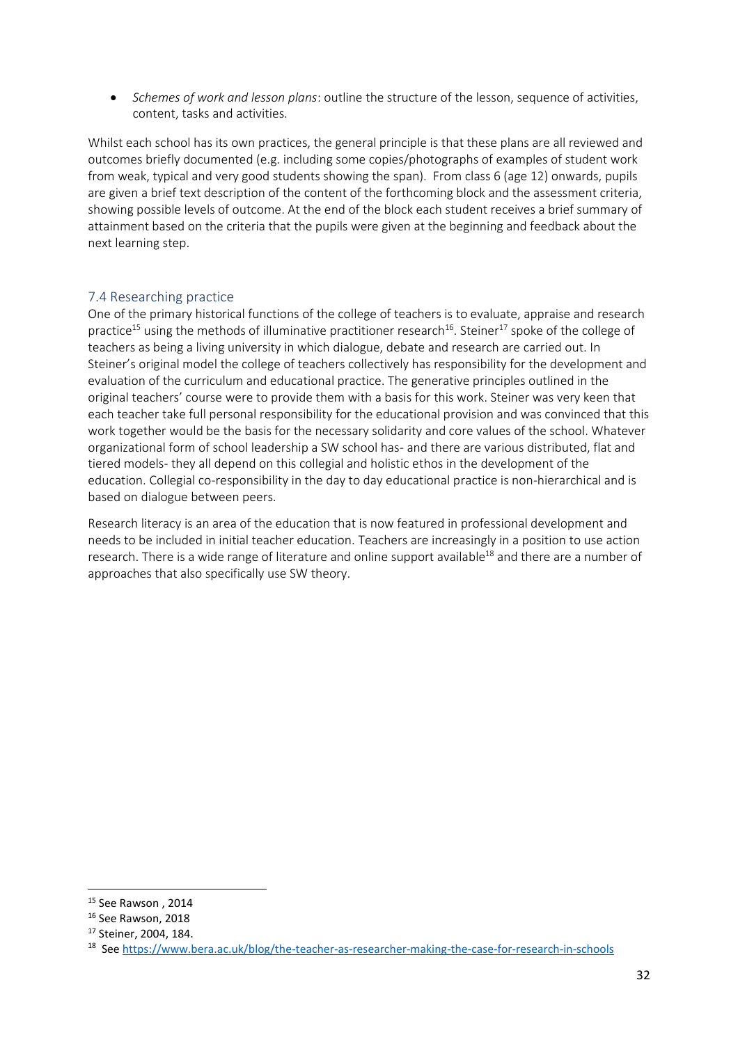- *Schemes of work and lesson plans*: outline the structure of the lesson, sequence of activities, content, tasks and activities.

Whilst each school has its own practices, the general principle is that these plans are all reviewed and outcomes briefly documented (e.g. including some copies/photographs of examples of student work from weak, typical and very good students showing the span). From class 6 (age 12) onwards, pupils are given a brief text description of the content of the forthcoming block and the assessment criteria, showing possible levels of outcome. At the end of the block each student receives a brief summary of attainment based on the criteria that the pupils were given at the beginning and feedback about the next learning step.

## 7.4 Researching practice

One of the primary historical functions of the college of teachers is to evaluate, appraise and research practice[15] using the methods of illuminative practitioner research[16]. Steiner[17] spoke of the college of teachers as being a living university in which dialogue, debate and research are carried out. In Steiner's original model the college of teachers collectively has responsibility for the development and evaluation of the curriculum and educational practice. The generative principles outlined in the original teachers' course were to provide them with a basis for this work. Steiner was very keen that each teacher take full personal responsibility for the educational provision and was convinced that this work together would be the basis for the necessary solidarity and core values of the school. Whatever organizational form of school leadership a SW school has- and there are various distributed, flat and tiered models- they all depend on this collegial and holistic ethos in the development of the education. Collegial co-responsibility in the day to day educational practice is non-hierarchical and is based on dialogue between peers.

Research literacy is an area of the education that is now featured in professional development and needs to be included in initial teacher education. Teachers are increasingly in a position to use action research. There is a wide range of literature and online support available[18] and there are a number of approaches that also specifically use SW theory.

---

[15] See Rawson , 2014

[16] See Rawson, 2018

[17] Steiner, 2004, 184.

[18] See https://www.bera.ac.uk/blog/the-teacher-as-researcher-making-the-case-for-research-in-schools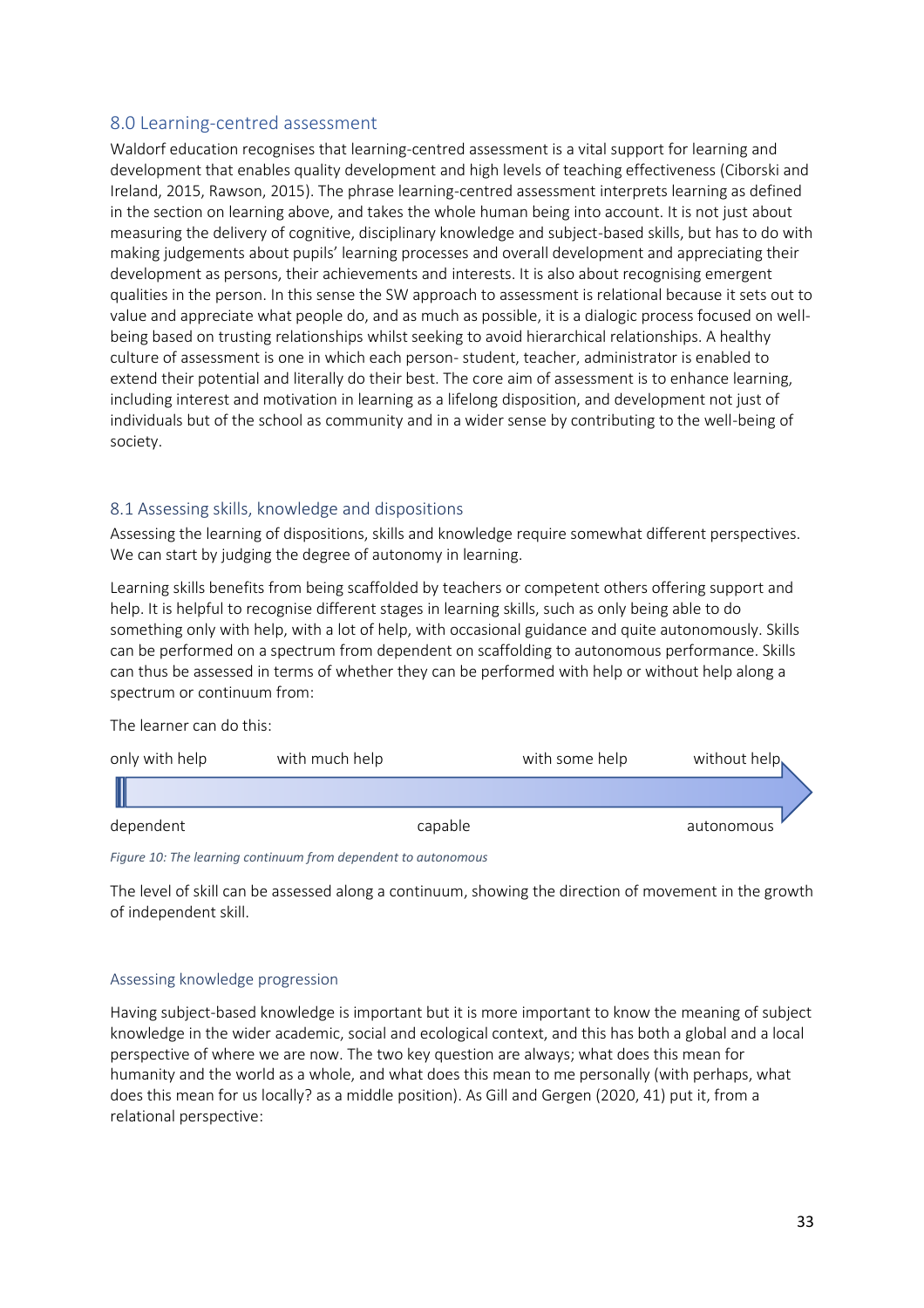## 8.0 Learning-centred assessment

Waldorf education recognises that learning-centred assessment is a vital support for learning and development that enables quality development and high levels of teaching effectiveness (Ciborski and Ireland, 2015, Rawson, 2015). The phrase learning-centred assessment interprets learning as defined in the section on learning above, and takes the whole human being into account. It is not just about measuring the delivery of cognitive, disciplinary knowledge and subject-based skills, but has to do with making judgements about pupils' learning processes and overall development and appreciating their development as persons, their achievements and interests. It is also about recognising emergent qualities in the person. In this sense the SW approach to assessment is relational because it sets out to value and appreciate what people do, and as much as possible, it is a dialogic process focused on well-being based on trusting relationships whilst seeking to avoid hierarchical relationships. A healthy culture of assessment is one in which each person- student, teacher, administrator is enabled to extend their potential and literally do their best. The core aim of assessment is to enhance learning, including interest and motivation in learning as a lifelong disposition, and development not just of individuals but of the school as community and in a wider sense by contributing to the well-being of society.

### 8.1 Assessing skills, knowledge and dispositions

Assessing the learning of dispositions, skills and knowledge require somewhat different perspectives. We can start by judging the degree of autonomy in learning.

Learning skills benefits from being scaffolded by teachers or competent others offering support and help. It is helpful to recognise different stages in learning skills, such as only being able to do something only with help, with a lot of help, with occasional guidance and quite autonomously. Skills can be performed on a spectrum from dependent on scaffolding to autonomous performance. Skills can thus be assessed in terms of whether they can be performed with help or without help along a spectrum or continuum from:

The learner can do this:

only with help — with much help — with some help — without help

dependent — capable — autonomous

*Figure 10: The learning continuum from dependent to autonomous*

The level of skill can be assessed along a continuum, showing the direction of movement in the growth of independent skill.

#### Assessing knowledge progression

Having subject-based knowledge is important but it is more important to know the meaning of subject knowledge in the wider academic, social and ecological context, and this has both a global and a local perspective of where we are now. The two key question are always; what does this mean for humanity and the world as a whole, and what does this mean to me personally (with perhaps, what does this mean for us locally? as a middle position). As Gill and Gergen (2020, 41) put it, from a relational perspective: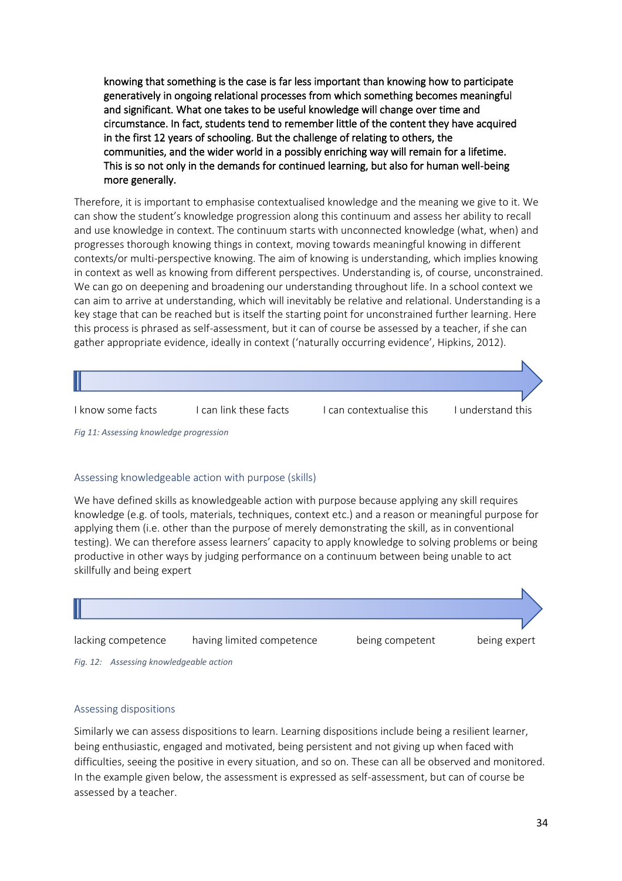> knowing that something is the case is far less important than knowing how to participate generatively in ongoing relational processes from which something becomes meaningful and significant. What one takes to be useful knowledge will change over time and circumstance. In fact, students tend to remember little of the content they have acquired in the first 12 years of schooling. But the challenge of relating to others, the communities, and the wider world in a possibly enriching way will remain for a lifetime. This is so not only in the demands for continued learning, but also for human well-being more generally.

Therefore, it is important to emphasise contextualised knowledge and the meaning we give to it. We can show the student's knowledge progression along this continuum and assess her ability to recall and use knowledge in context. The continuum starts with unconnected knowledge (what, when) and progresses thorough knowing things in context, moving towards meaningful knowing in different contexts/or multi-perspective knowing. The aim of knowing is understanding, which implies knowing in context as well as knowing from different perspectives. Understanding is, of course, unconstrained. We can go on deepening and broadening our understanding throughout life. In a school context we can aim to arrive at understanding, which will inevitably be relative and relational. Understanding is a key stage that can be reached but is itself the starting point for unconstrained further learning. Here this process is phrased as self-assessment, but it can of course be assessed by a teacher, if she can gather appropriate evidence, ideally in context ('naturally occurring evidence', Hipkins, 2012).

I know some facts → I can link these facts → I can contextualise this → I understand this

*Fig 11: Assessing knowledge progression*

### Assessing knowledgeable action with purpose (skills)

We have defined skills as knowledgeable action with purpose because applying any skill requires knowledge (e.g. of tools, materials, techniques, context etc.) and a reason or meaningful purpose for applying them (i.e. other than the purpose of merely demonstrating the skill, as in conventional testing). We can therefore assess learners' capacity to apply knowledge to solving problems or being productive in other ways by judging performance on a continuum between being unable to act skillfully and being expert

lacking competence → having limited competence → being competent → being expert

*Fig. 12: Assessing knowledgeable action*

### Assessing dispositions

Similarly we can assess dispositions to learn. Learning dispositions include being a resilient learner, being enthusiastic, engaged and motivated, being persistent and not giving up when faced with difficulties, seeing the positive in every situation, and so on. These can all be observed and monitored. In the example given below, the assessment is expressed as self-assessment, but can of course be assessed by a teacher.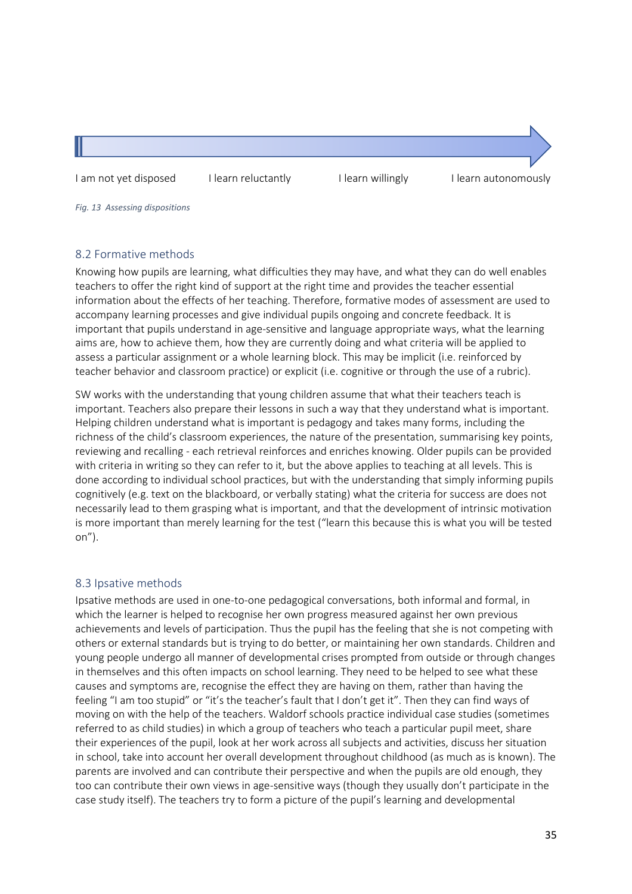I am not yet disposed | I learn reluctantly | I learn willingly | I learn autonomously

*Fig. 13 Assessing dispositions*

## 8.2 Formative methods

Knowing how pupils are learning, what difficulties they may have, and what they can do well enables teachers to offer the right kind of support at the right time and provides the teacher essential information about the effects of her teaching. Therefore, formative modes of assessment are used to accompany learning processes and give individual pupils ongoing and concrete feedback. It is important that pupils understand in age-sensitive and language appropriate ways, what the learning aims are, how to achieve them, how they are currently doing and what criteria will be applied to assess a particular assignment or a whole learning block. This may be implicit (i.e. reinforced by teacher behavior and classroom practice) or explicit (i.e. cognitive or through the use of a rubric).

SW works with the understanding that young children assume that what their teachers teach is important. Teachers also prepare their lessons in such a way that they understand what is important. Helping children understand what is important is pedagogy and takes many forms, including the richness of the child's classroom experiences, the nature of the presentation, summarising key points, reviewing and recalling - each retrieval reinforces and enriches knowing. Older pupils can be provided with criteria in writing so they can refer to it, but the above applies to teaching at all levels. This is done according to individual school practices, but with the understanding that simply informing pupils cognitively (e.g. text on the blackboard, or verbally stating) what the criteria for success are does not necessarily lead to them grasping what is important, and that the development of intrinsic motivation is more important than merely learning for the test ("learn this because this is what you will be tested on").

## 8.3 Ipsative methods

Ipsative methods are used in one-to-one pedagogical conversations, both informal and formal, in which the learner is helped to recognise her own progress measured against her own previous achievements and levels of participation. Thus the pupil has the feeling that she is not competing with others or external standards but is trying to do better, or maintaining her own standards. Children and young people undergo all manner of developmental crises prompted from outside or through changes in themselves and this often impacts on school learning. They need to be helped to see what these causes and symptoms are, recognise the effect they are having on them, rather than having the feeling "I am too stupid" or "it's the teacher's fault that I don't get it". Then they can find ways of moving on with the help of the teachers. Waldorf schools practice individual case studies (sometimes referred to as child studies) in which a group of teachers who teach a particular pupil meet, share their experiences of the pupil, look at her work across all subjects and activities, discuss her situation in school, take into account her overall development throughout childhood (as much as is known). The parents are involved and can contribute their perspective and when the pupils are old enough, they too can contribute their own views in age-sensitive ways (though they usually don't participate in the case study itself). The teachers try to form a picture of the pupil's learning and developmental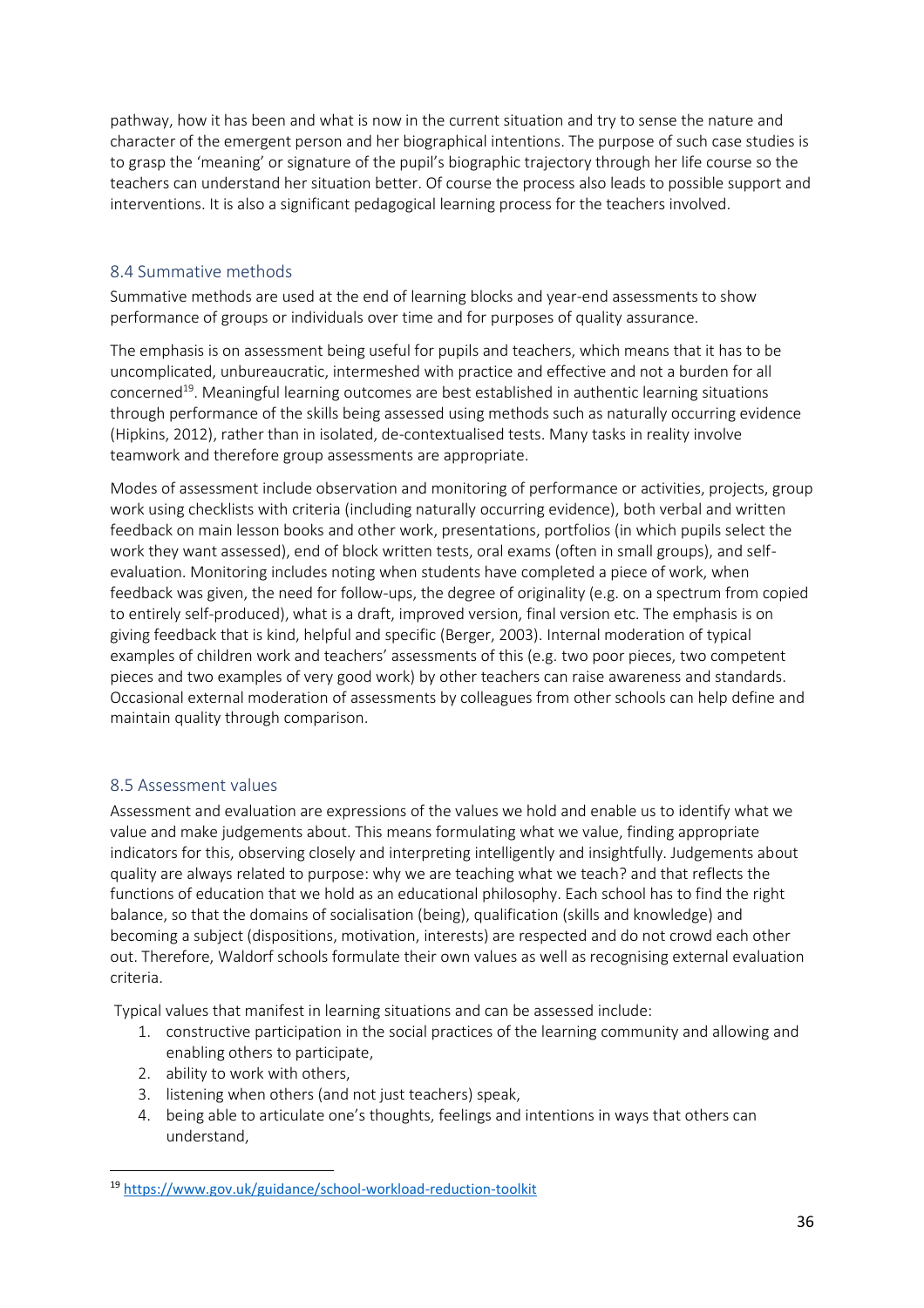pathway, how it has been and what is now in the current situation and try to sense the nature and character of the emergent person and her biographical intentions. The purpose of such case studies is to grasp the 'meaning' or signature of the pupil's biographic trajectory through her life course so the teachers can understand her situation better. Of course the process also leads to possible support and interventions. It is also a significant pedagogical learning process for the teachers involved.

## 8.4 Summative methods

Summative methods are used at the end of learning blocks and year-end assessments to show performance of groups or individuals over time and for purposes of quality assurance.

The emphasis is on assessment being useful for pupils and teachers, which means that it has to be uncomplicated, unbureaucratic, intermeshed with practice and effective and not a burden for all concerned[19]. Meaningful learning outcomes are best established in authentic learning situations through performance of the skills being assessed using methods such as naturally occurring evidence (Hipkins, 2012), rather than in isolated, de-contextualised tests. Many tasks in reality involve teamwork and therefore group assessments are appropriate.

Modes of assessment include observation and monitoring of performance or activities, projects, group work using checklists with criteria (including naturally occurring evidence), both verbal and written feedback on main lesson books and other work, presentations, portfolios (in which pupils select the work they want assessed), end of block written tests, oral exams (often in small groups), and self-evaluation. Monitoring includes noting when students have completed a piece of work, when feedback was given, the need for follow-ups, the degree of originality (e.g. on a spectrum from copied to entirely self-produced), what is a draft, improved version, final version etc. The emphasis is on giving feedback that is kind, helpful and specific (Berger, 2003). Internal moderation of typical examples of children work and teachers' assessments of this (e.g. two poor pieces, two competent pieces and two examples of very good work) by other teachers can raise awareness and standards. Occasional external moderation of assessments by colleagues from other schools can help define and maintain quality through comparison.

## 8.5 Assessment values

Assessment and evaluation are expressions of the values we hold and enable us to identify what we value and make judgements about. This means formulating what we value, finding appropriate indicators for this, observing closely and interpreting intelligently and insightfully. Judgements about quality are always related to purpose: why we are teaching what we teach? and that reflects the functions of education that we hold as an educational philosophy. Each school has to find the right balance, so that the domains of socialisation (being), qualification (skills and knowledge) and becoming a subject (dispositions, motivation, interests) are respected and do not crowd each other out. Therefore, Waldorf schools formulate their own values as well as recognising external evaluation criteria.

Typical values that manifest in learning situations and can be assessed include:

1. constructive participation in the social practices of the learning community and allowing and enabling others to participate,
2. ability to work with others,
3. listening when others (and not just teachers) speak,
4. being able to articulate one's thoughts, feelings and intentions in ways that others can understand,

[19] https://www.gov.uk/guidance/school-workload-reduction-toolkit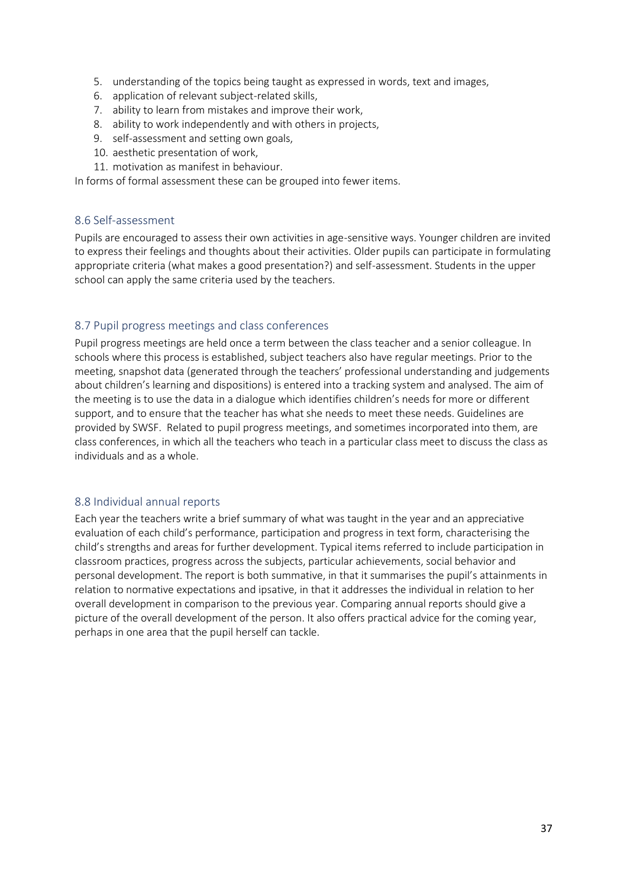5. understanding of the topics being taught as expressed in words, text and images,
6. application of relevant subject-related skills,
7. ability to learn from mistakes and improve their work,
8. ability to work independently and with others in projects,
9. self-assessment and setting own goals,
10. aesthetic presentation of work,
11. motivation as manifest in behaviour.

In forms of formal assessment these can be grouped into fewer items.

## 8.6 Self-assessment

Pupils are encouraged to assess their own activities in age-sensitive ways. Younger children are invited to express their feelings and thoughts about their activities. Older pupils can participate in formulating appropriate criteria (what makes a good presentation?) and self-assessment. Students in the upper school can apply the same criteria used by the teachers.

## 8.7 Pupil progress meetings and class conferences

Pupil progress meetings are held once a term between the class teacher and a senior colleague. In schools where this process is established, subject teachers also have regular meetings. Prior to the meeting, snapshot data (generated through the teachers' professional understanding and judgements about children's learning and dispositions) is entered into a tracking system and analysed. The aim of the meeting is to use the data in a dialogue which identifies children's needs for more or different support, and to ensure that the teacher has what she needs to meet these needs. Guidelines are provided by SWSF. Related to pupil progress meetings, and sometimes incorporated into them, are class conferences, in which all the teachers who teach in a particular class meet to discuss the class as individuals and as a whole.

## 8.8 Individual annual reports

Each year the teachers write a brief summary of what was taught in the year and an appreciative evaluation of each child's performance, participation and progress in text form, characterising the child's strengths and areas for further development. Typical items referred to include participation in classroom practices, progress across the subjects, particular achievements, social behavior and personal development. The report is both summative, in that it summarises the pupil's attainments in relation to normative expectations and ipsative, in that it addresses the individual in relation to her overall development in comparison to the previous year. Comparing annual reports should give a picture of the overall development of the person. It also offers practical advice for the coming year, perhaps in one area that the pupil herself can tackle.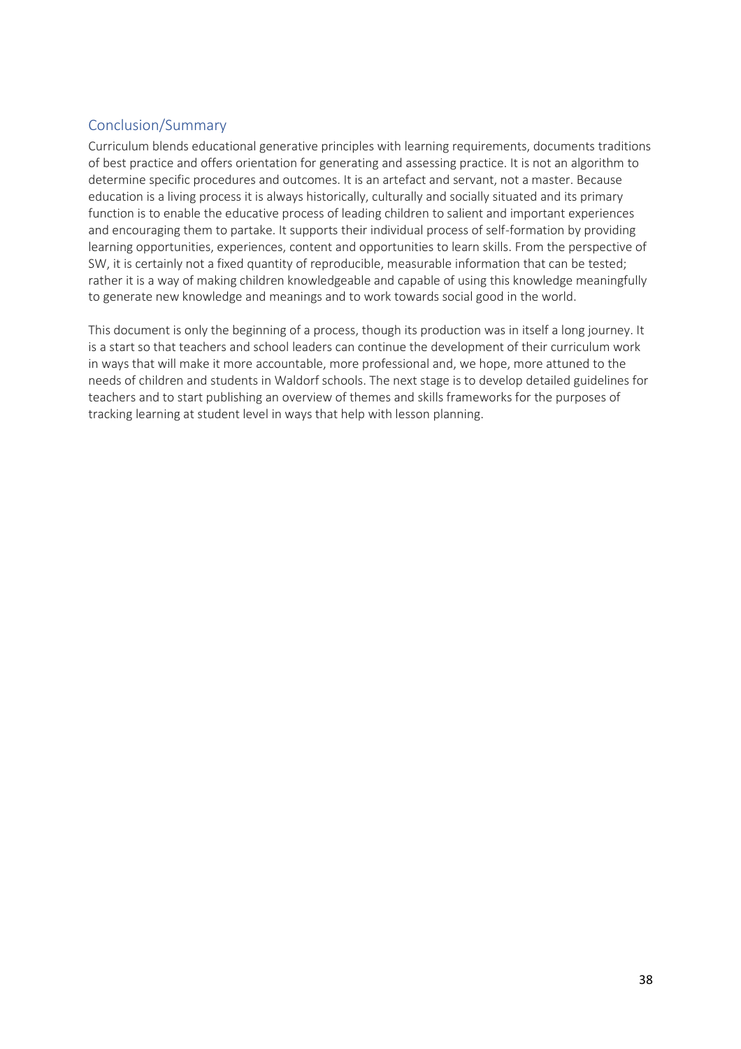## Conclusion/Summary

Curriculum blends educational generative principles with learning requirements, documents traditions of best practice and offers orientation for generating and assessing practice. It is not an algorithm to determine specific procedures and outcomes. It is an artefact and servant, not a master. Because education is a living process it is always historically, culturally and socially situated and its primary function is to enable the educative process of leading children to salient and important experiences and encouraging them to partake. It supports their individual process of self-formation by providing learning opportunities, experiences, content and opportunities to learn skills. From the perspective of SW, it is certainly not a fixed quantity of reproducible, measurable information that can be tested; rather it is a way of making children knowledgeable and capable of using this knowledge meaningfully to generate new knowledge and meanings and to work towards social good in the world.

This document is only the beginning of a process, though its production was in itself a long journey. It is a start so that teachers and school leaders can continue the development of their curriculum work in ways that will make it more accountable, more professional and, we hope, more attuned to the needs of children and students in Waldorf schools. The next stage is to develop detailed guidelines for teachers and to start publishing an overview of themes and skills frameworks for the purposes of tracking learning at student level in ways that help with lesson planning.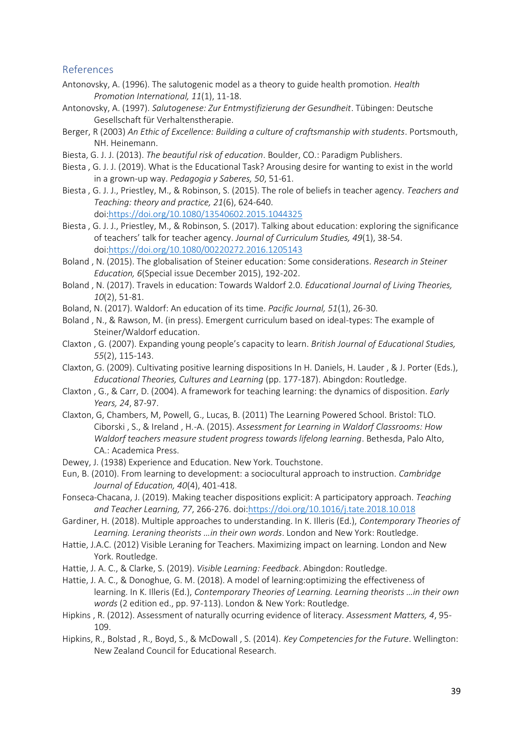## References

Antonovsky, A. (1996). The salutogenic model as a theory to guide health promotion. *Health Promotion International, 11*(1), 11-18.

Antonovsky, A. (1997). *Salutogenese: Zur Entmystifizierung der Gesundheit*. Tübingen: Deutsche Gesellschaft für Verhaltenstherapie.

Berger, R (2003) *An Ethic of Excellence: Building a culture of craftsmanship with students*. Portsmouth, NH. Heinemann.

Biesta, G. J. J. (2013). *The beautiful risk of education*. Boulder, CO.: Paradigm Publishers.

Biesta , G. J. J. (2019). What is the Educational Task? Arousing desire for wanting to exist in the world in a grown-up way. *Pedagogia y Saberes, 50*, 51-61.

Biesta , G. J. J., Priestley, M., & Robinson, S. (2015). The role of beliefs in teacher agency. *Teachers and Teaching: theory and practice, 21*(6), 624-640. doi:https://doi.org/10.1080/13540602.2015.1044325

Biesta , G. J. J., Priestley, M., & Robinson, S. (2017). Talking about education: exploring the significance of teachers' talk for teacher agency. *Journal of Curriculum Studies, 49*(1), 38-54. doi:https://doi.org/10.1080/00220272.2016.1205143

Boland , N. (2015). The globalisation of Steiner education: Some considerations. *Research in Steiner Education, 6*(Special issue December 2015), 192-202.

Boland , N. (2017). Travels in education: Towards Waldorf 2.0. *Educational Journal of Living Theories, 10*(2), 51-81.

Boland, N. (2017). Waldorf: An education of its time. *Pacific Journal, 51*(1), 26-30.

Boland , N., & Rawson, M. (in press). Emergent curriculum based on ideal-types: The example of Steiner/Waldorf education.

Claxton , G. (2007). Expanding young people's capacity to learn. *British Journal of Educational Studies, 55*(2), 115-143.

Claxton, G. (2009). Cultivating positive learning dispositions In H. Daniels, H. Lauder , & J. Porter (Eds.), *Educational Theories, Cultures and Learning* (pp. 177-187). Abingdon: Routledge.

Claxton , G., & Carr, D. (2004). A framework for teaching learning: the dynamics of disposition. *Early Years, 24*, 87-97.

Claxton, G, Chambers, M, Powell, G., Lucas, B. (2011) The Learning Powered School. Bristol: TLO. Ciborski , S., & Ireland , H.-A. (2015). *Assessment for Learning in Waldorf Classrooms: How Waldorf teachers measure student progress towards lifelong learning*. Bethesda, Palo Alto, CA.: Academica Press.

Dewey, J. (1938) Experience and Education. New York. Touchstone.

Eun, B. (2010). From learning to development: a sociocultural approach to instruction. *Cambridge Journal of Education, 40*(4), 401-418.

Fonseca-Chacana, J. (2019). Making teacher dispositions explicit: A participatory approach. *Teaching and Teacher Learning, 77*, 266-276. doi:https://doi.org/10.1016/j.tate.2018.10.018

Gardiner, H. (2018). Multiple approaches to understanding. In K. Illeris (Ed.), *Contemporary Theories of Learning. Leraning theorists ...in their own words*. London and New York: Routledge.

Hattie, J.A.C. (2012) Visible Leraning for Teachers. Maximizing impact on learning. London and New York. Routledge.

Hattie, J. A. C., & Clarke, S. (2019). *Visible Learning: Feedback*. Abingdon: Routledge.

Hattie, J. A. C., & Donoghue, G. M. (2018). A model of learning:optimizing the effectiveness of learning. In K. Illeris (Ed.), *Contemporary Theories of Learning. Learning theorists ...in their own words* (2 edition ed., pp. 97-113). London & New York: Routledge.

Hipkins , R. (2012). Assessment of naturally ocurring evidence of literacy. *Assessment Matters, 4*, 95-109.

Hipkins, R., Bolstad , R., Boyd, S., & McDowall , S. (2014). *Key Competencies for the Future*. Wellington: New Zealand Council for Educational Research.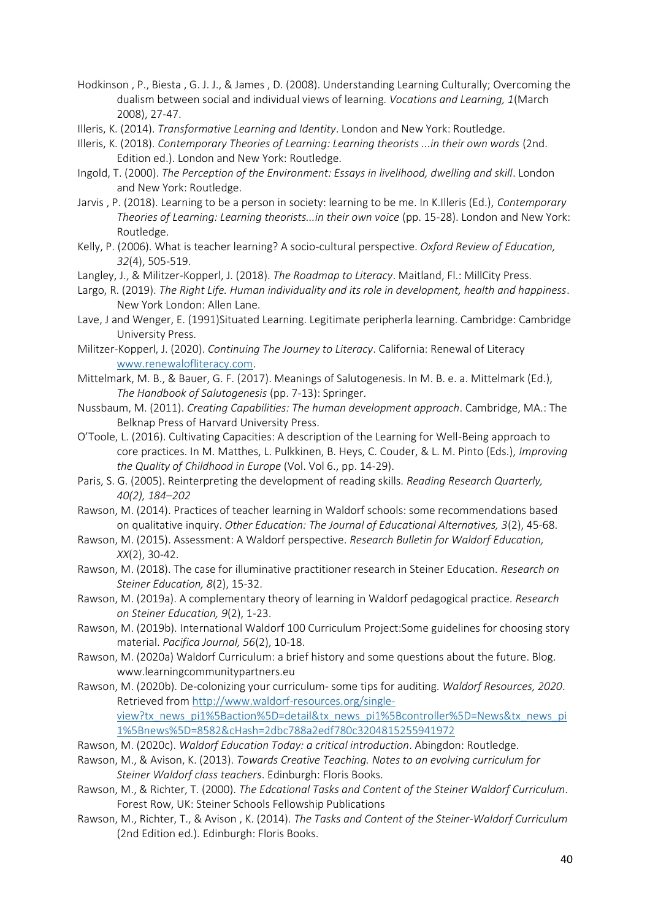Hodkinson , P., Biesta , G. J. J., & James , D. (2008). Understanding Learning Culturally; Overcoming the dualism between social and individual views of learning. *Vocations and Learning, 1*(March 2008), 27-47.

Illeris, K. (2014). *Transformative Learning and Identity*. London and New York: Routledge.

Illeris, K. (2018). *Contemporary Theories of Learning: Learning theorists ...in their own words* (2nd. Edition ed.). London and New York: Routledge.

Ingold, T. (2000). *The Perception of the Environment: Essays in livelihood, dwelling and skill*. London and New York: Routledge.

Jarvis , P. (2018). Learning to be a person in society: learning to be me. In K.Illeris (Ed.), *Contemporary Theories of Learning: Learning theorists...in their own voice* (pp. 15-28). London and New York: Routledge.

Kelly, P. (2006). What is teacher learning? A socio-cultural perspective. *Oxford Review of Education, 32*(4), 505-519.

Langley, J., & Militzer-Kopperl, J. (2018). *The Roadmap to Literacy*. Maitland, Fl.: MillCity Press.

Largo, R. (2019). *The Right Life. Human individuality and its role in development, health and happiness*. New York London: Allen Lane.

Lave, J and Wenger, E. (1991)Situated Learning. Legitimate peripherla learning. Cambridge: Cambridge University Press.

Militzer-Kopperl, J. (2020). *Continuing The Journey to Literacy*. California: Renewal of Literacy www.renewalofliteracy.com.

Mittelmark, M. B., & Bauer, G. F. (2017). Meanings of Salutogenesis. In M. B. e. a. Mittelmark (Ed.), *The Handbook of Salutogenesis* (pp. 7-13): Springer.

Nussbaum, M. (2011). *Creating Capabilities: The human development approach*. Cambridge, MA.: The Belknap Press of Harvard University Press.

O'Toole, L. (2016). Cultivating Capacities: A description of the Learning for Well-Being approach to core practices. In M. Matthes, L. Pulkkinen, B. Heys, C. Couder, & L. M. Pinto (Eds.), *Improving the Quality of Childhood in Europe* (Vol. Vol 6., pp. 14-29).

Paris, S. G. (2005). Reinterpreting the development of reading skills. *Reading Research Quarterly, 40(2), 184–202*

Rawson, M. (2014). Practices of teacher learning in Waldorf schools: some recommendations based on qualitative inquiry. *Other Education: The Journal of Educational Alternatives, 3*(2), 45-68.

Rawson, M. (2015). Assessment: A Waldorf perspective. *Research Bulletin for Waldorf Education, XX*(2), 30-42.

Rawson, M. (2018). The case for illuminative practitioner research in Steiner Education. *Research on Steiner Education, 8*(2), 15-32.

Rawson, M. (2019a). A complementary theory of learning in Waldorf pedagogical practice. *Research on Steiner Education, 9*(2), 1-23.

Rawson, M. (2019b). International Waldorf 100 Curriculum Project:Some guidelines for choosing story material. *Pacifica Journal, 56*(2), 10-18.

Rawson, M. (2020a) Waldorf Curriculum: a brief history and some questions about the future. Blog. www.learningcommunitypartners.eu

Rawson, M. (2020b). De-colonizing your curriculum- some tips for auditing. *Waldorf Resources, 2020*. Retrieved from http://www.waldorf-resources.org/single-view?tx_news_pi1%5Baction%5D=detail&tx_news_pi1%5Bcontroller%5D=News&tx_news_pi1%5Bnews%5D=8582&cHash=2dbc788a2edf780c3204815255941972

Rawson, M. (2020c). *Waldorf Education Today: a critical introduction*. Abingdon: Routledge.

Rawson, M., & Avison, K. (2013). *Towards Creative Teaching. Notes to an evolving curriculum for Steiner Waldorf class teachers*. Edinburgh: Floris Books.

Rawson, M., & Richter, T. (2000). *The Edcational Tasks and Content of the Steiner Waldorf Curriculum*. Forest Row, UK: Steiner Schools Fellowship Publications

Rawson, M., Richter, T., & Avison , K. (2014). *The Tasks and Content of the Steiner-Waldorf Curriculum* (2nd Edition ed.). Edinburgh: Floris Books.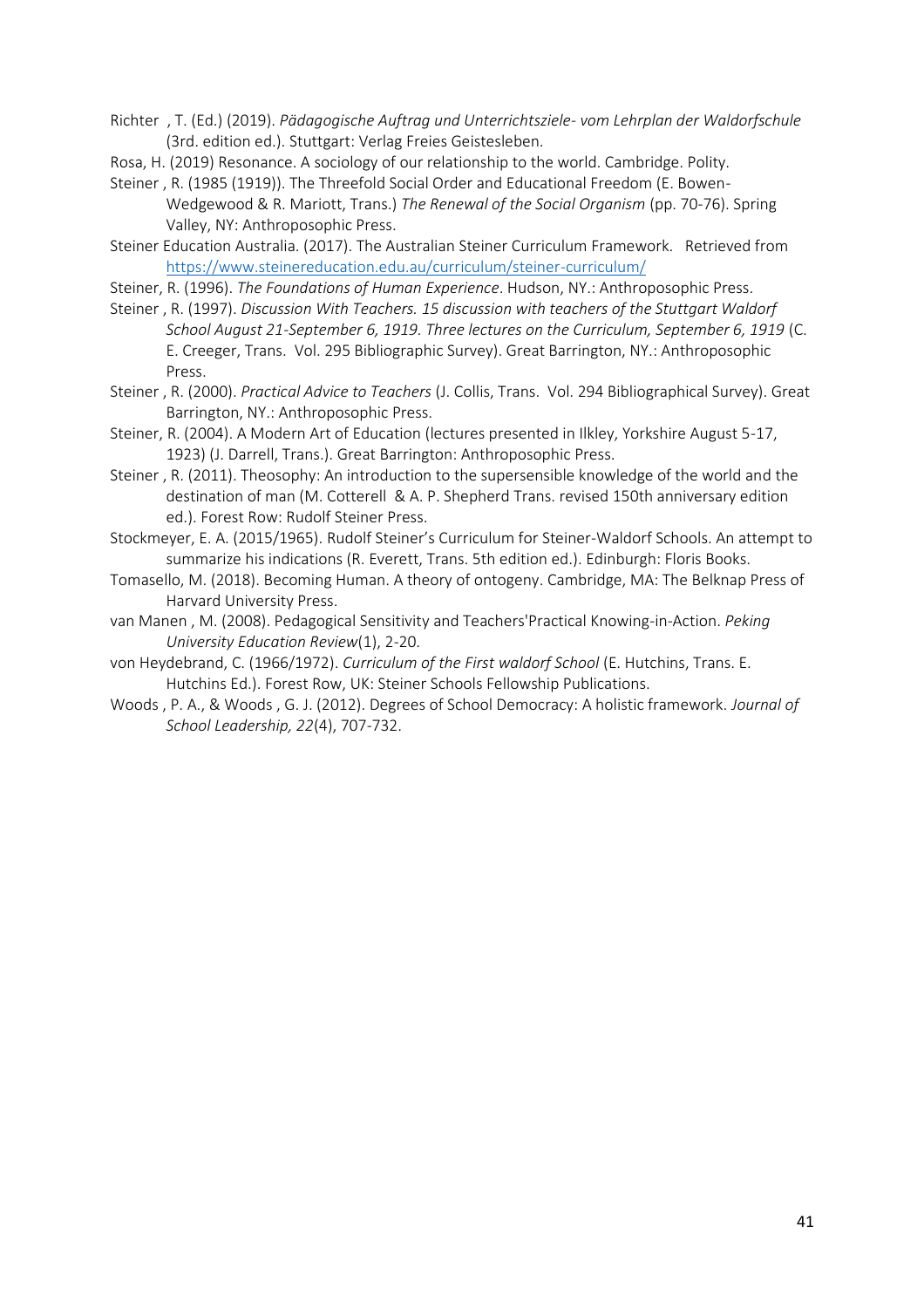Richter , T. (Ed.) (2019). *Pädagogische Auftrag und Unterrichtsziele- vom Lehrplan der Waldorfschule* (3rd. edition ed.). Stuttgart: Verlag Freies Geistesleben.

Rosa, H. (2019) Resonance. A sociology of our relationship to the world. Cambridge. Polity.

Steiner , R. (1985 (1919)). The Threefold Social Order and Educational Freedom (E. Bowen-Wedgewood & R. Mariott, Trans.) *The Renewal of the Social Organism* (pp. 70-76). Spring Valley, NY: Anthroposophic Press.

Steiner Education Australia. (2017). The Australian Steiner Curriculum Framework. Retrieved from https://www.steinereducation.edu.au/curriculum/steiner-curriculum/

Steiner, R. (1996). *The Foundations of Human Experience*. Hudson, NY.: Anthroposophic Press.

Steiner , R. (1997). *Discussion With Teachers. 15 discussion with teachers of the Stuttgart Waldorf School August 21-September 6, 1919. Three lectures on the Curriculum, September 6, 1919* (C. E. Creeger, Trans. Vol. 295 Bibliographic Survey). Great Barrington, NY.: Anthroposophic Press.

Steiner , R. (2000). *Practical Advice to Teachers* (J. Collis, Trans. Vol. 294 Bibliographical Survey). Great Barrington, NY.: Anthroposophic Press.

Steiner, R. (2004). A Modern Art of Education (lectures presented in Ilkley, Yorkshire August 5-17, 1923) (J. Darrell, Trans.). Great Barrington: Anthroposophic Press.

Steiner , R. (2011). Theosophy: An introduction to the supersensible knowledge of the world and the destination of man (M. Cotterell & A. P. Shepherd Trans. revised 150th anniversary edition ed.). Forest Row: Rudolf Steiner Press.

Stockmeyer, E. A. (2015/1965). Rudolf Steiner's Curriculum for Steiner-Waldorf Schools. An attempt to summarize his indications (R. Everett, Trans. 5th edition ed.). Edinburgh: Floris Books.

Tomasello, M. (2018). Becoming Human. A theory of ontogeny. Cambridge, MA: The Belknap Press of Harvard University Press.

van Manen , M. (2008). Pedagogical Sensitivity and Teachers'Practical Knowing-in-Action. *Peking University Education Review*(1), 2-20.

von Heydebrand, C. (1966/1972). *Curriculum of the First waldorf School* (E. Hutchins, Trans. E. Hutchins Ed.). Forest Row, UK: Steiner Schools Fellowship Publications.

Woods , P. A., & Woods , G. J. (2012). Degrees of School Democracy: A holistic framework. *Journal of School Leadership, 22*(4), 707-732.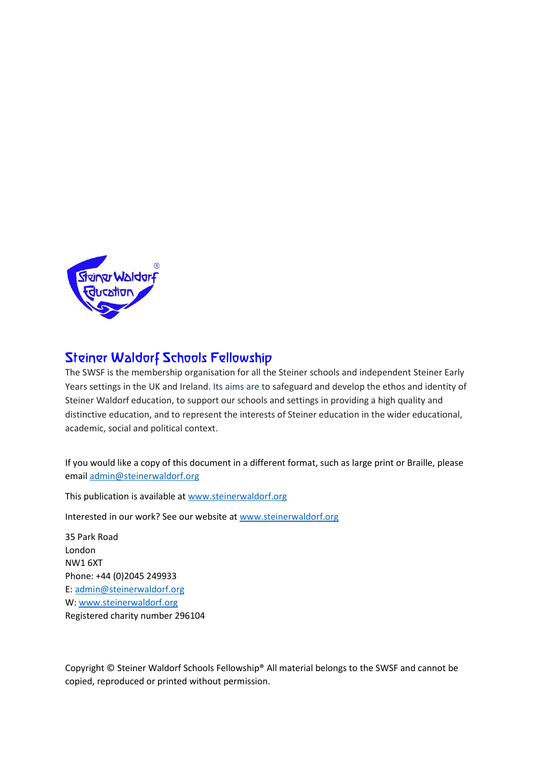## Steiner Waldorf Schools Fellowship

The SWSF is the membership organisation for all the Steiner schools and independent Steiner Early Years settings in the UK and Ireland. Its aims are to safeguard and develop the ethos and identity of Steiner Waldorf education, to support our schools and settings in providing a high quality and distinctive education, and to represent the interests of Steiner education in the wider educational, academic, social and political context.

If you would like a copy of this document in a different format, such as large print or Braille, please email admin@steinerwaldorf.org

This publication is available at www.steinerwaldorf.org

Interested in our work? See our website at www.steinerwaldorf.org

35 Park Road
London
NW1 6XT
Phone: +44 (0)2045 249933
E: admin@steinerwaldorf.org
W: www.steinerwaldorf.org
Registered charity number 296104

Copyright © Steiner Waldorf Schools Fellowship® All material belongs to the SWSF and cannot be copied, reproduced or printed without permission.